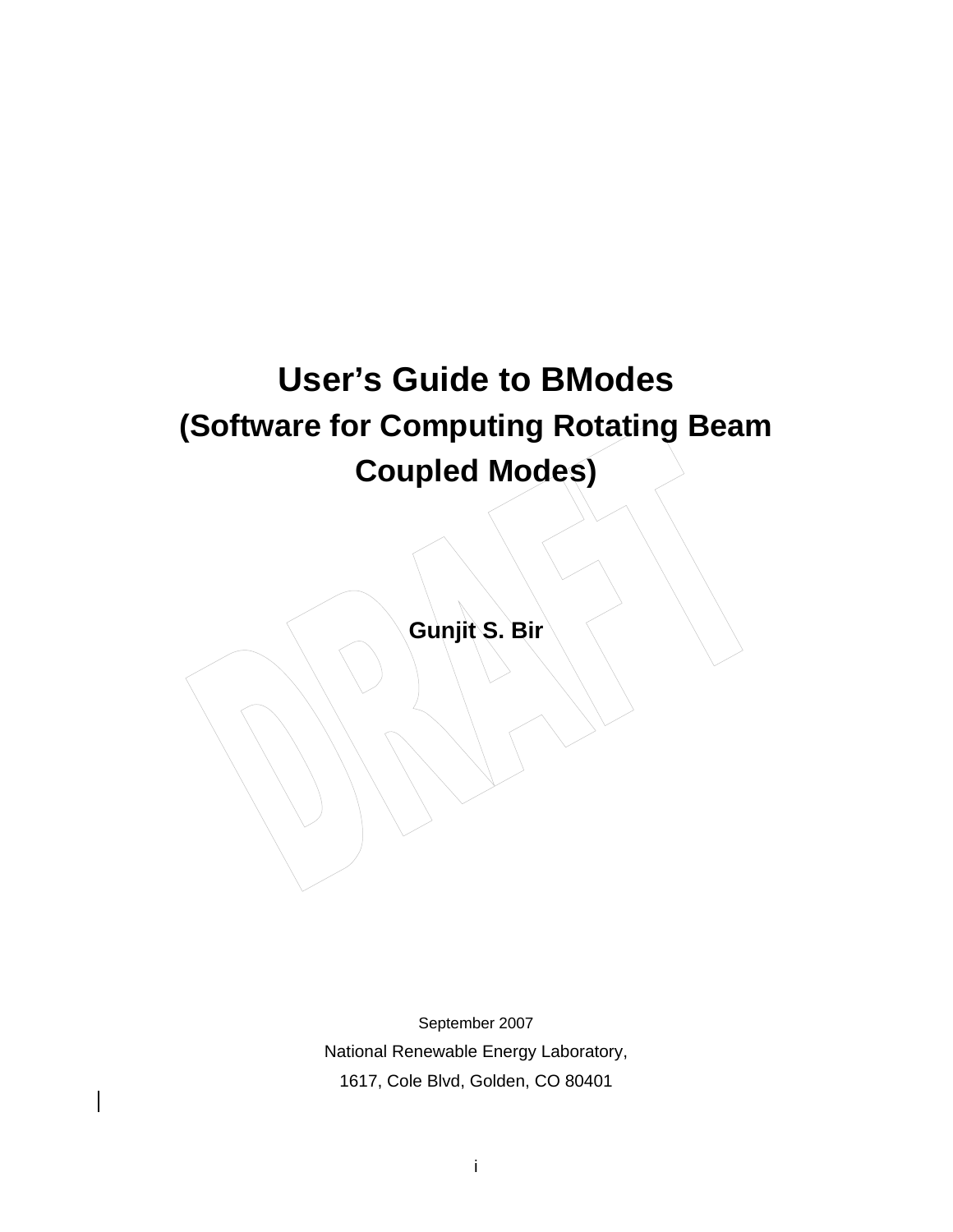# User's Guide to BModes

## (Software for Computing Rotating Beam Coupled Modes)

**Gunjit S. Bir**

September 2007

National Renewable Energy Laboratory,

1617, Cole Blvd, Golden, CO 80401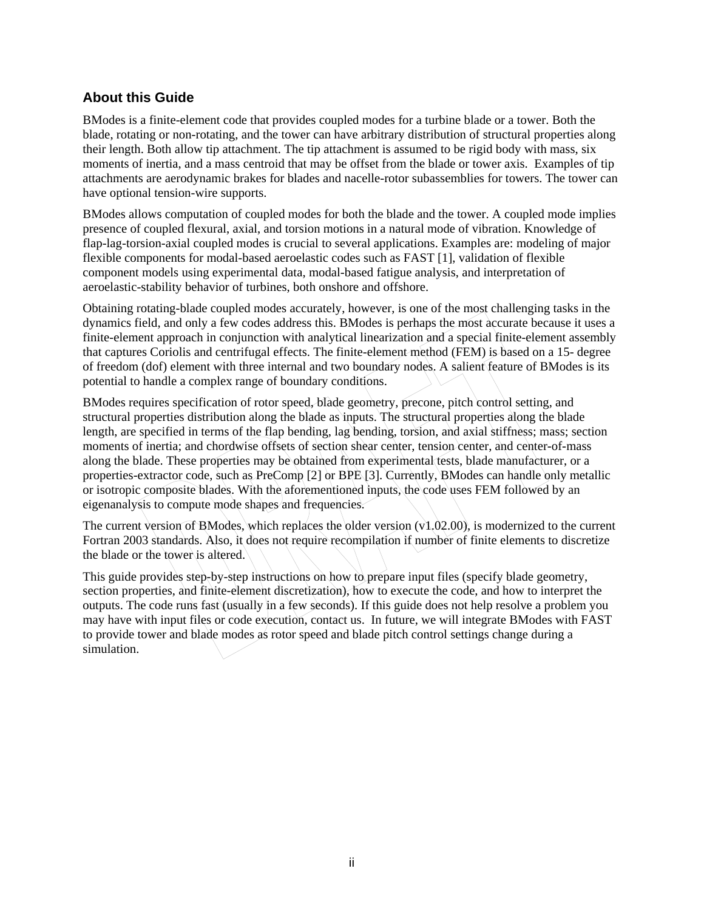## About this Guide

BModes is a finite-element code that provides coupled modes for a turbine blade or a tower. Both the blade, rotating or non-rotating, and the tower can have arbitrary distribution of structural properties along their length. Both allow tip attachment. The tip attachment is assumed to be rigid body with mass, six moments of inertia, and a mass centroid that may be offset from the blade or tower axis. Examples of tip attachments are aerodynamic brakes for blades and nacelle-rotor subassemblies for towers. The tower can have optional tension-wire supports.

BModes allows computation of coupled modes for both the blade and the tower. A coupled mode implies presence of coupled flexural, axial, and torsion motions in a natural mode of vibration. Knowledge of flap-lag-torsion-axial coupled modes is crucial to several applications. Examples are: modeling of major flexible components for modal-based aeroelastic codes such as FAST [1], validation of flexible component models using experimental data, modal-based fatigue analysis, and interpretation of aeroelastic-stability behavior of turbines, both onshore and offshore.

Obtaining rotating-blade coupled modes accurately, however, is one of the most challenging tasks in the dynamics field, and only a few codes address this. BModes is perhaps the most accurate because it uses a finite-element approach in conjunction with analytical linearization and a special finite-element assembly that captures Coriolis and centrifugal effects. The finite-element method (FEM) is based on a 15- degree of freedom (dof) element with three internal and two boundary nodes. A salient feature of BModes is its potential to handle a complex range of boundary conditions.

BModes requires specification of rotor speed, blade geometry, precone, pitch control setting, and structural properties distribution along the blade as inputs. The structural properties along the blade length, are specified in terms of the flap bending, lag bending, torsion, and axial stiffness; mass; section moments of inertia; and chordwise offsets of section shear center, tension center, and center-of-mass along the blade. These properties may be obtained from experimental tests, blade manufacturer, or a properties-extractor code, such as PreComp [2] or BPE [3]. Currently, BModes can handle only metallic or isotropic composite blades. With the aforementioned inputs, the code uses FEM followed by an eigenanalysis to compute mode shapes and frequencies.

The current version of BModes, which replaces the older version (v1.02.00), is modernized to the current Fortran 2003 standards. Also, it does not require recompilation if number of finite elements to discretize the blade or the tower is altered.

This guide provides step-by-step instructions on how to prepare input files (specify blade geometry, section properties, and finite-element discretization), how to execute the code, and how to interpret the outputs. The code runs fast (usually in a few seconds). If this guide does not help resolve a problem you may have with input files or code execution, contact us. In future, we will integrate BModes with FAST to provide tower and blade modes as rotor speed and blade pitch control settings change during a simulation.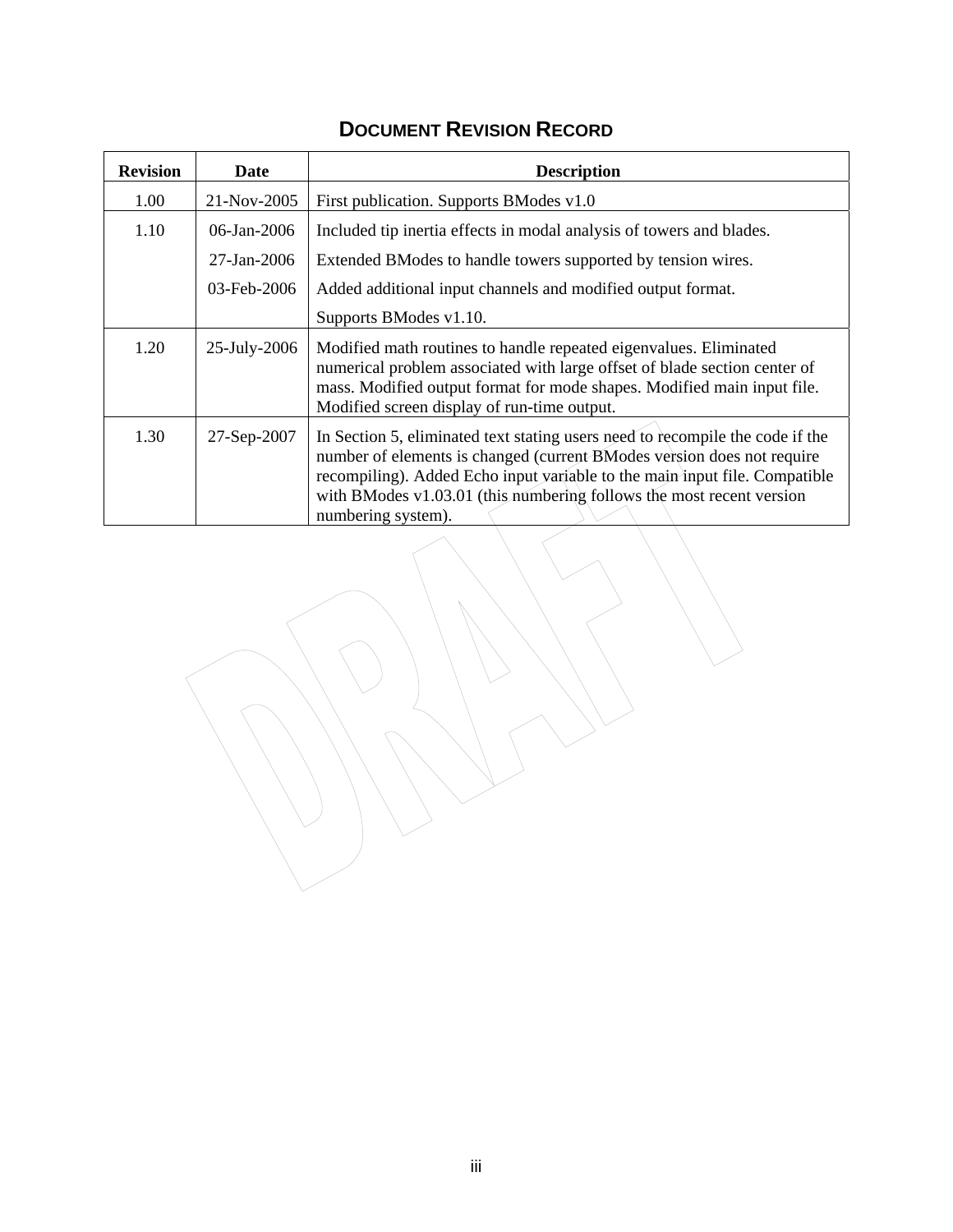## DOCUMENT REVISION RECORD

| Revision | Date | Description |
|---|---|---|
| 1.00 | 21-Nov-2005 | First publication. Supports BModes v1.0 |
| 1.10 | 06-Jan-2006 | Included tip inertia effects in modal analysis of towers and blades. |
| | 27-Jan-2006 | Extended BModes to handle towers supported by tension wires. |
| | 03-Feb-2006 | Added additional input channels and modified output format. |
| | | Supports BModes v1.10. |
| 1.20 | 25-July-2006 | Modified math routines to handle repeated eigenvalues. Eliminated numerical problem associated with large offset of blade section center of mass. Modified output format for mode shapes. Modified main input file. Modified screen display of run-time output. |
| 1.30 | 27-Sep-2007 | In Section 5, eliminated text stating users need to recompile the code if the number of elements is changed (current BModes version does not require recompiling). Added Echo input variable to the main input file. Compatible with BModes v1.03.01 (this numbering follows the most recent version numbering system). |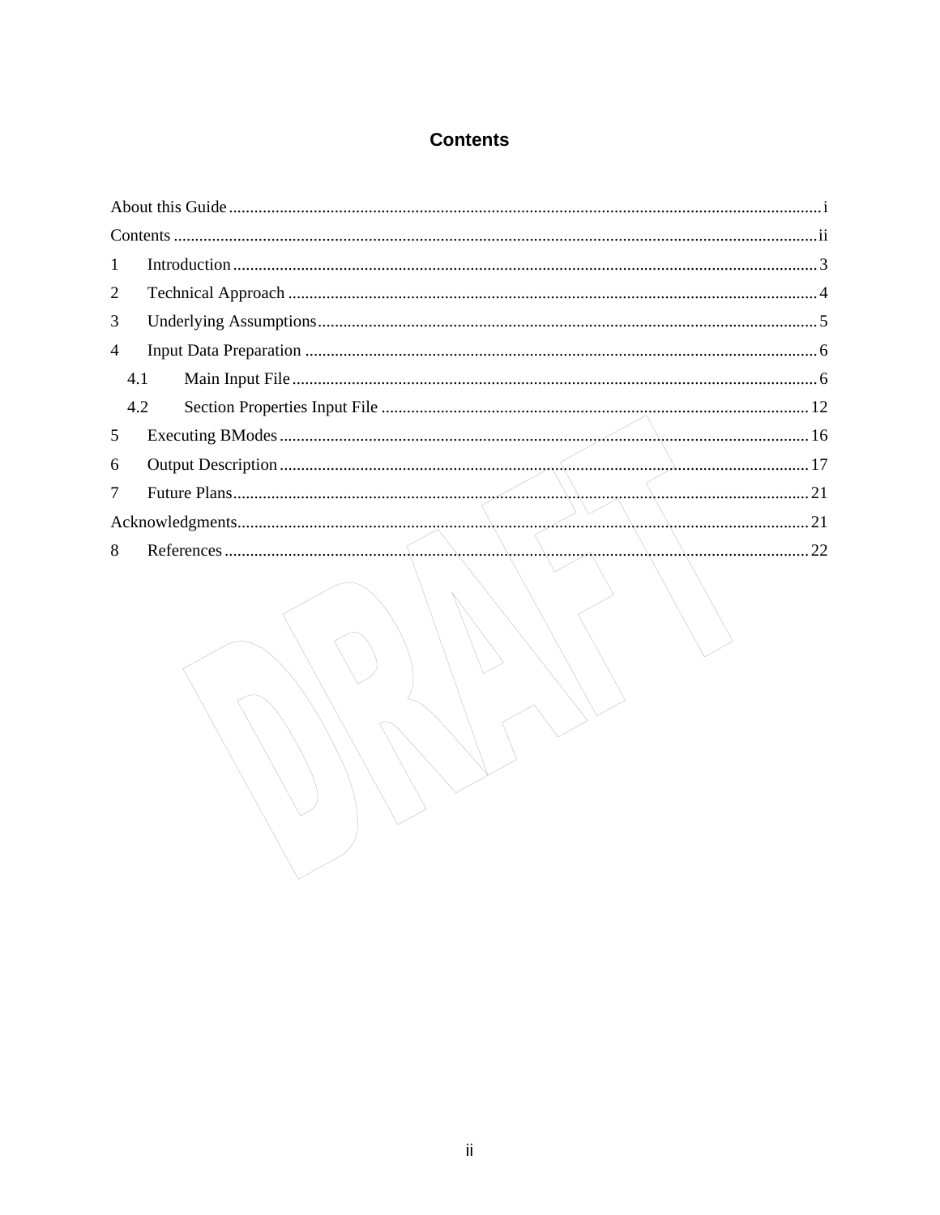# Contents

About this Guide ........................................................................................................................................ i

Contents ..................................................................................................................................................... ii

1 Introduction ........................................................................................................................................ 3

2 Technical Approach .......................................................................................................................... 4

3 Underlying Assumptions .................................................................................................................... 5

4 Input Data Preparation ...................................................................................................................... 6

  4.1 Main Input File .......................................................................................................................... 6

  4.2 Section Properties Input File ................................................................................................... 12

5 Executing BModes ........................................................................................................................... 16

6 Output Description ........................................................................................................................... 17

7 Future Plans ...................................................................................................................................... 21

Acknowledgments ..................................................................................................................................... 21

8 References ......................................................................................................................................... 22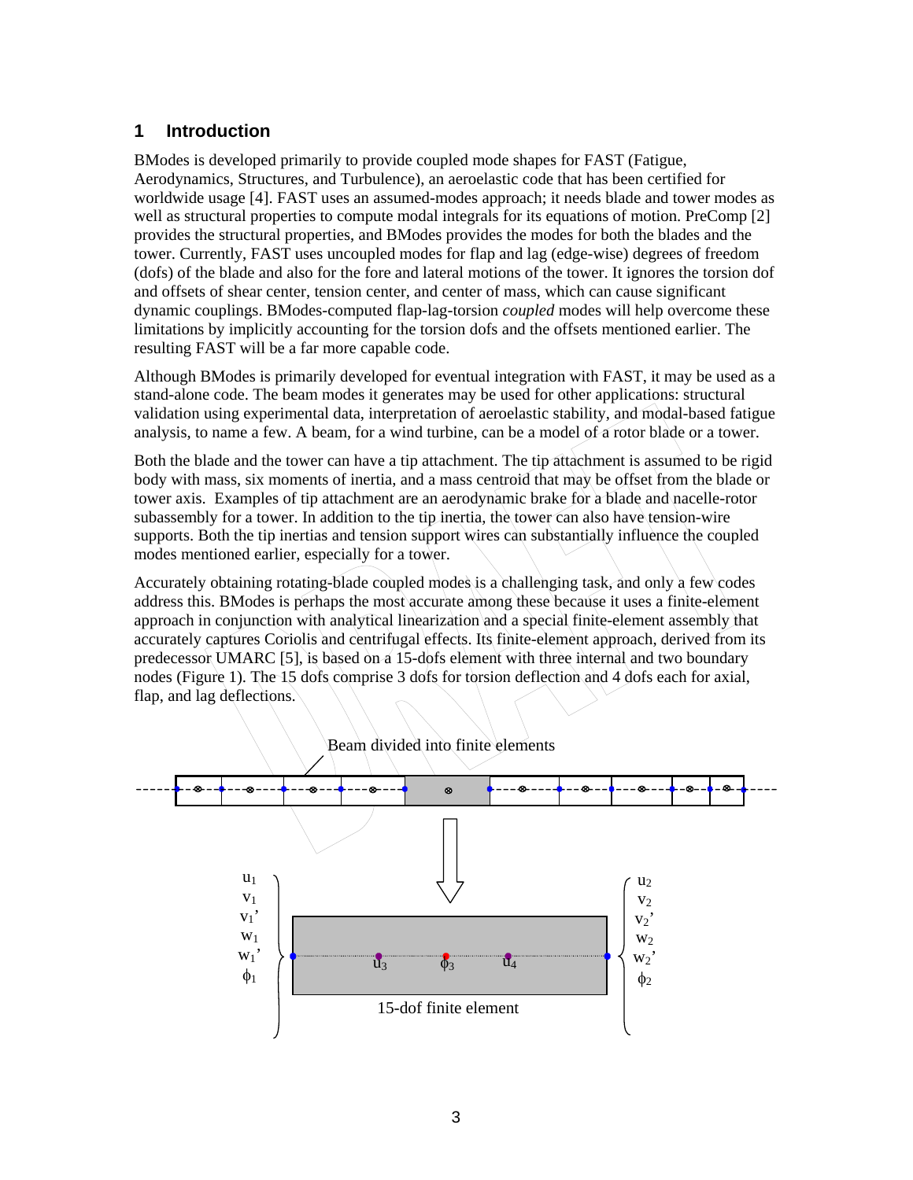## 1 Introduction

BModes is developed primarily to provide coupled mode shapes for FAST (Fatigue, Aerodynamics, Structures, and Turbulence), an aeroelastic code that has been certified for worldwide usage [4]. FAST uses an assumed-modes approach; it needs blade and tower modes as well as structural properties to compute modal integrals for its equations of motion. PreComp [2] provides the structural properties, and BModes provides the modes for both the blades and the tower. Currently, FAST uses uncoupled modes for flap and lag (edge-wise) degrees of freedom (dofs) of the blade and also for the fore and lateral motions of the tower. It ignores the torsion dof and offsets of shear center, tension center, and center of mass, which can cause significant dynamic couplings. BModes-computed flap-lag-torsion *coupled* modes will help overcome these limitations by implicitly accounting for the torsion dofs and the offsets mentioned earlier. The resulting FAST will be a far more capable code.

Although BModes is primarily developed for eventual integration with FAST, it may be used as a stand-alone code. The beam modes it generates may be used for other applications: structural validation using experimental data, interpretation of aeroelastic stability, and modal-based fatigue analysis, to name a few. A beam, for a wind turbine, can be a model of a rotor blade or a tower.

Both the blade and the tower can have a tip attachment. The tip attachment is assumed to be rigid body with mass, six moments of inertia, and a mass centroid that may be offset from the blade or tower axis. Examples of tip attachment are an aerodynamic brake for a blade and nacelle-rotor subassembly for a tower. In addition to the tip inertia, the tower can also have tension-wire supports. Both the tip inertias and tension support wires can substantially influence the coupled modes mentioned earlier, especially for a tower.

Accurately obtaining rotating-blade coupled modes is a challenging task, and only a few codes address this. BModes is perhaps the most accurate among these because it uses a finite-element approach in conjunction with analytical linearization and a special finite-element assembly that accurately captures Coriolis and centrifugal effects. Its finite-element approach, derived from its predecessor UMARC [5], is based on a 15-dofs element with three internal and two boundary nodes (Figure 1). The 15 dofs comprise 3 dofs for torsion deflection and 4 dofs each for axial, flap, and lag deflections.

Beam divided into finite elements

$u_1$, $v_1$, $v_1'$, $w_1$, $w_1'$, $\phi_1$ — $u_3$, $\phi_3$, $u_4$ — $u_2$, $v_2$, $v_2'$, $w_2$, $w_2'$, $\phi_2$

15-dof finite element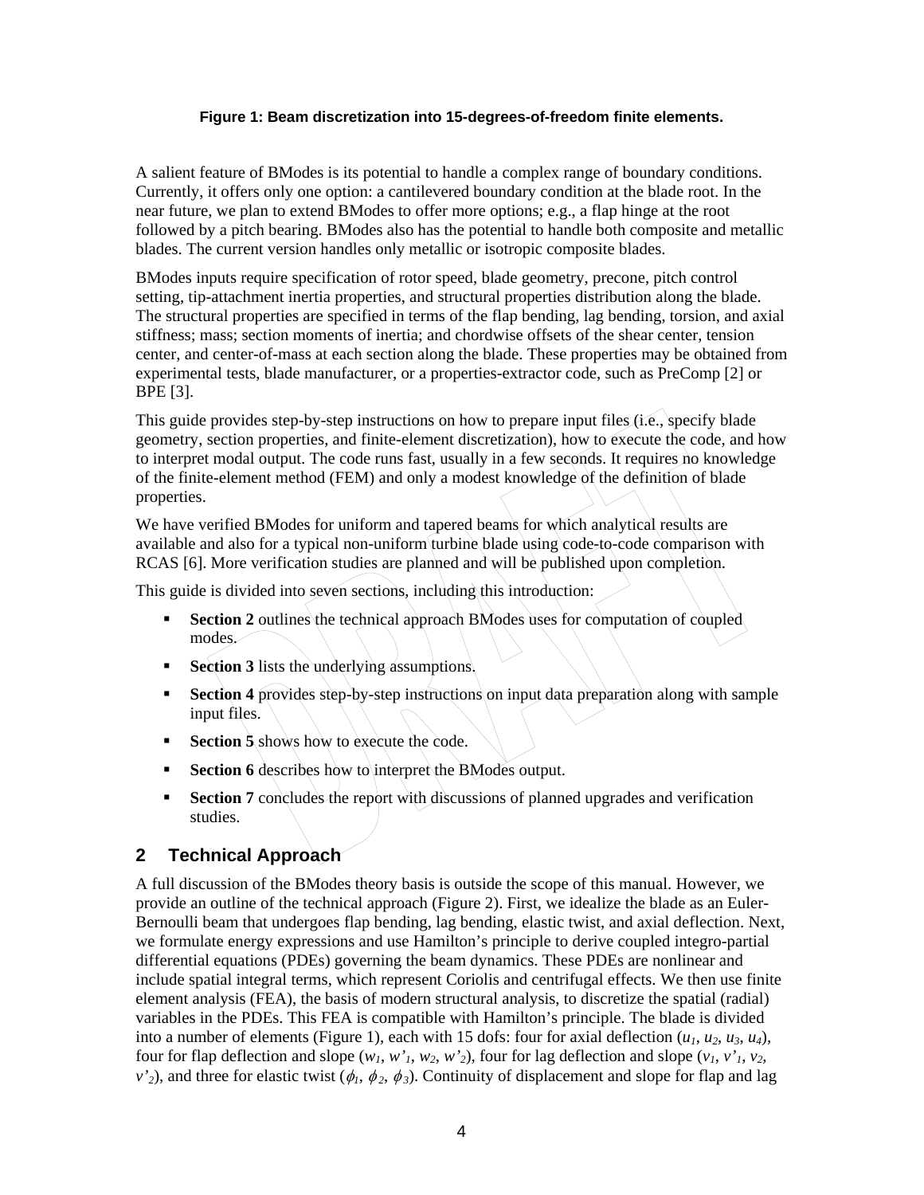**Figure 1: Beam discretization into 15-degrees-of-freedom finite elements.**

A salient feature of BModes is its potential to handle a complex range of boundary conditions. Currently, it offers only one option: a cantilevered boundary condition at the blade root. In the near future, we plan to extend BModes to offer more options; e.g., a flap hinge at the root followed by a pitch bearing. BModes also has the potential to handle both composite and metallic blades. The current version handles only metallic or isotropic composite blades.

BModes inputs require specification of rotor speed, blade geometry, precone, pitch control setting, tip-attachment inertia properties, and structural properties distribution along the blade. The structural properties are specified in terms of the flap bending, lag bending, torsion, and axial stiffness; mass; section moments of inertia; and chordwise offsets of the shear center, tension center, and center-of-mass at each section along the blade. These properties may be obtained from experimental tests, blade manufacturer, or a properties-extractor code, such as PreComp [2] or BPE [3].

This guide provides step-by-step instructions on how to prepare input files (i.e., specify blade geometry, section properties, and finite-element discretization), how to execute the code, and how to interpret modal output. The code runs fast, usually in a few seconds. It requires no knowledge of the finite-element method (FEM) and only a modest knowledge of the definition of blade properties.

We have verified BModes for uniform and tapered beams for which analytical results are available and also for a typical non-uniform turbine blade using code-to-code comparison with RCAS [6]. More verification studies are planned and will be published upon completion.

This guide is divided into seven sections, including this introduction:

- **Section 2** outlines the technical approach BModes uses for computation of coupled modes.
- **Section 3** lists the underlying assumptions.
- **Section 4** provides step-by-step instructions on input data preparation along with sample input files.
- **Section 5** shows how to execute the code.
- **Section 6** describes how to interpret the BModes output.
- **Section 7** concludes the report with discussions of planned upgrades and verification studies.

## 2 Technical Approach

A full discussion of the BModes theory basis is outside the scope of this manual. However, we provide an outline of the technical approach (Figure 2). First, we idealize the blade as an Euler-Bernoulli beam that undergoes flap bending, lag bending, elastic twist, and axial deflection. Next, we formulate energy expressions and use Hamilton's principle to derive coupled integro-partial differential equations (PDEs) governing the beam dynamics. These PDEs are nonlinear and include spatial integral terms, which represent Coriolis and centrifugal effects. We then use finite element analysis (FEA), the basis of modern structural analysis, to discretize the spatial (radial) variables in the PDEs. This FEA is compatible with Hamilton's principle. The blade is divided into a number of elements (Figure 1), each with 15 dofs: four for axial deflection ($u_1$, $u_2$, $u_3$, $u_4$), four for flap deflection and slope ($w_1$, $w'_1$, $w_2$, $w'_2$), four for lag deflection and slope ($v_1$, $v'_1$, $v_2$, $v'_2$), and three for elastic twist ($\phi_1$, $\phi_2$, $\phi_3$). Continuity of displacement and slope for flap and lag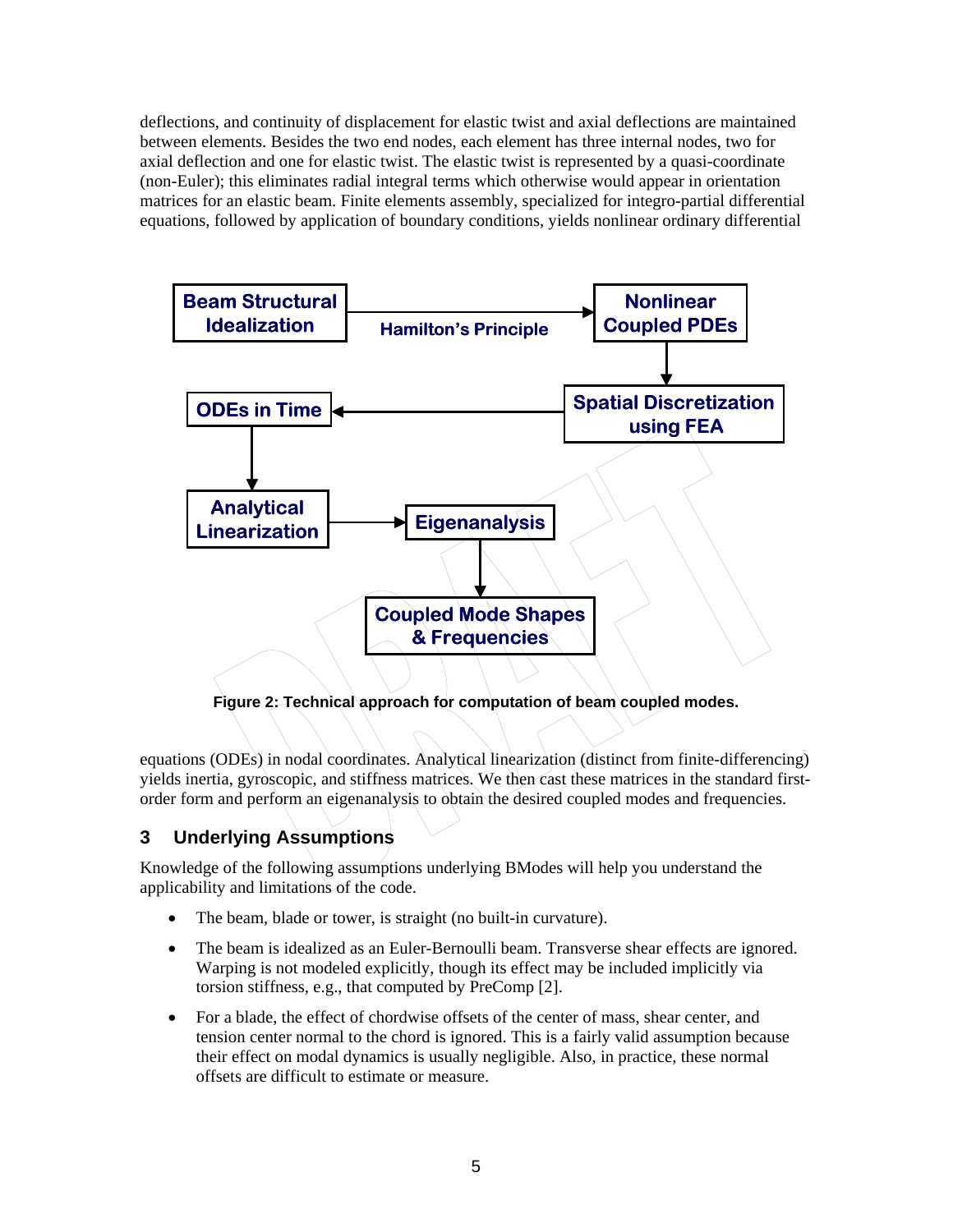deflections, and continuity of displacement for elastic twist and axial deflections are maintained between elements. Besides the two end nodes, each element has three internal nodes, two for axial deflection and one for elastic twist. The elastic twist is represented by a quasi-coordinate (non-Euler); this eliminates radial integral terms which otherwise would appear in orientation matrices for an elastic beam. Finite elements assembly, specialized for integro-partial differential equations, followed by application of boundary conditions, yields nonlinear ordinary differential

Beam Structural Idealization → (Hamilton's Principle) → Nonlinear Coupled PDEs → Spatial Discretization using FEA → ODEs in Time → Analytical Linearization → Eigenanalysis → Coupled Mode Shapes & Frequencies

**Figure 2: Technical approach for computation of beam coupled modes.**

equations (ODEs) in nodal coordinates. Analytical linearization (distinct from finite-differencing) yields inertia, gyroscopic, and stiffness matrices. We then cast these matrices in the standard first-order form and perform an eigenanalysis to obtain the desired coupled modes and frequencies.

## 3 Underlying Assumptions

Knowledge of the following assumptions underlying BModes will help you understand the applicability and limitations of the code.

- The beam, blade or tower, is straight (no built-in curvature).
- The beam is idealized as an Euler-Bernoulli beam. Transverse shear effects are ignored. Warping is not modeled explicitly, though its effect may be included implicitly via torsion stiffness, e.g., that computed by PreComp [2].
- For a blade, the effect of chordwise offsets of the center of mass, shear center, and tension center normal to the chord is ignored. This is a fairly valid assumption because their effect on modal dynamics is usually negligible. Also, in practice, these normal offsets are difficult to estimate or measure.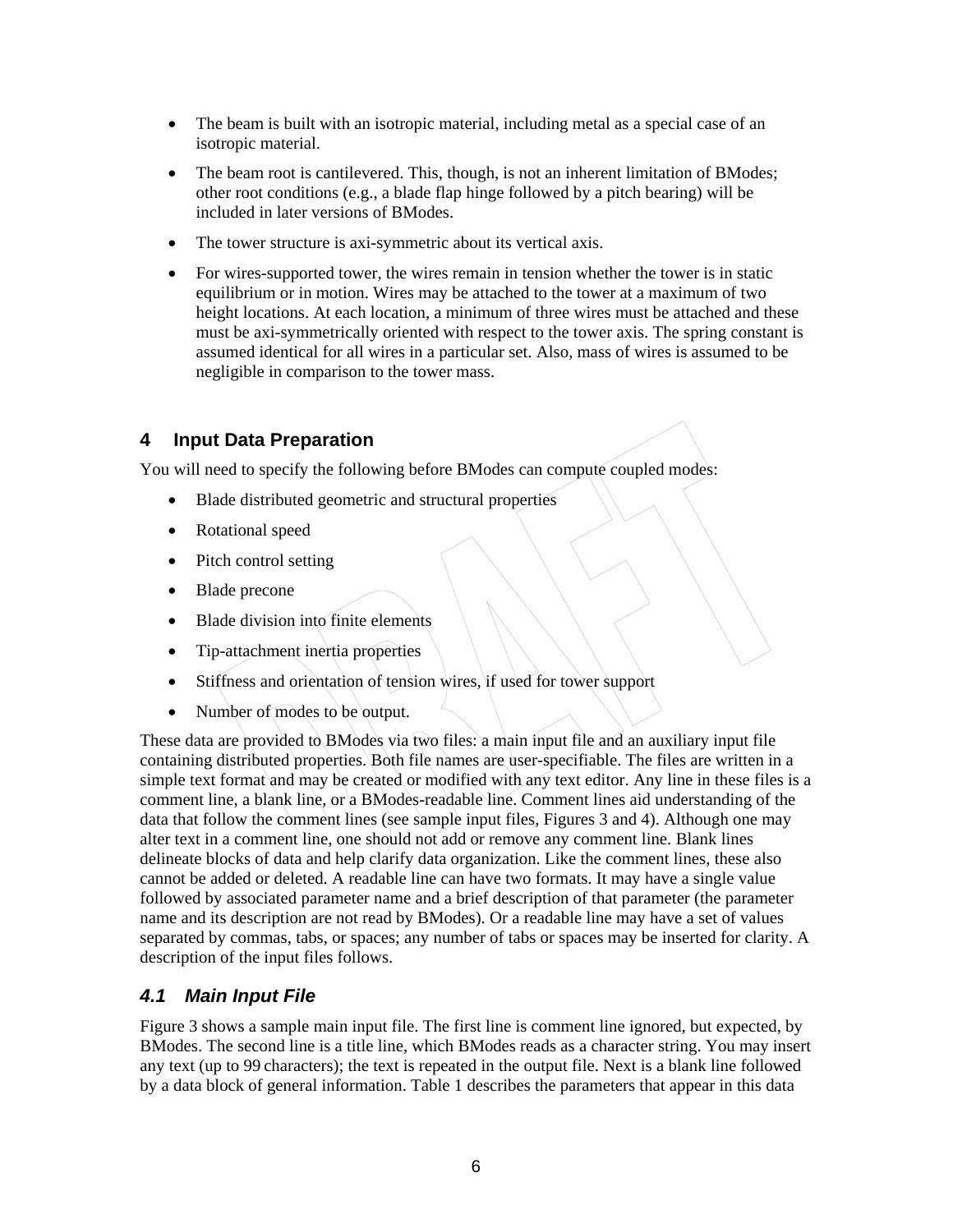- The beam is built with an isotropic material, including metal as a special case of an isotropic material.
- The beam root is cantilevered. This, though, is not an inherent limitation of BModes; other root conditions (e.g., a blade flap hinge followed by a pitch bearing) will be included in later versions of BModes.
- The tower structure is axi-symmetric about its vertical axis.
- For wires-supported tower, the wires remain in tension whether the tower is in static equilibrium or in motion. Wires may be attached to the tower at a maximum of two height locations. At each location, a minimum of three wires must be attached and these must be axi-symmetrically oriented with respect to the tower axis. The spring constant is assumed identical for all wires in a particular set. Also, mass of wires is assumed to be negligible in comparison to the tower mass.

## 4 Input Data Preparation

You will need to specify the following before BModes can compute coupled modes:

- Blade distributed geometric and structural properties
- Rotational speed
- Pitch control setting
- Blade precone
- Blade division into finite elements
- Tip-attachment inertia properties
- Stiffness and orientation of tension wires, if used for tower support
- Number of modes to be output.

These data are provided to BModes via two files: a main input file and an auxiliary input file containing distributed properties. Both file names are user-specifiable. The files are written in a simple text format and may be created or modified with any text editor. Any line in these files is a comment line, a blank line, or a BModes-readable line. Comment lines aid understanding of the data that follow the comment lines (see sample input files, Figures 3 and 4). Although one may alter text in a comment line, one should not add or remove any comment line. Blank lines delineate blocks of data and help clarify data organization. Like the comment lines, these also cannot be added or deleted. A readable line can have two formats. It may have a single value followed by associated parameter name and a brief description of that parameter (the parameter name and its description are not read by BModes). Or a readable line may have a set of values separated by commas, tabs, or spaces; any number of tabs or spaces may be inserted for clarity. A description of the input files follows.

### *4.1 Main Input File*

Figure 3 shows a sample main input file. The first line is comment line ignored, but expected, by BModes. The second line is a title line, which BModes reads as a character string. You may insert any text (up to 99 characters); the text is repeated in the output file. Next is a blank line followed by a data block of general information. Table 1 describes the parameters that appear in this data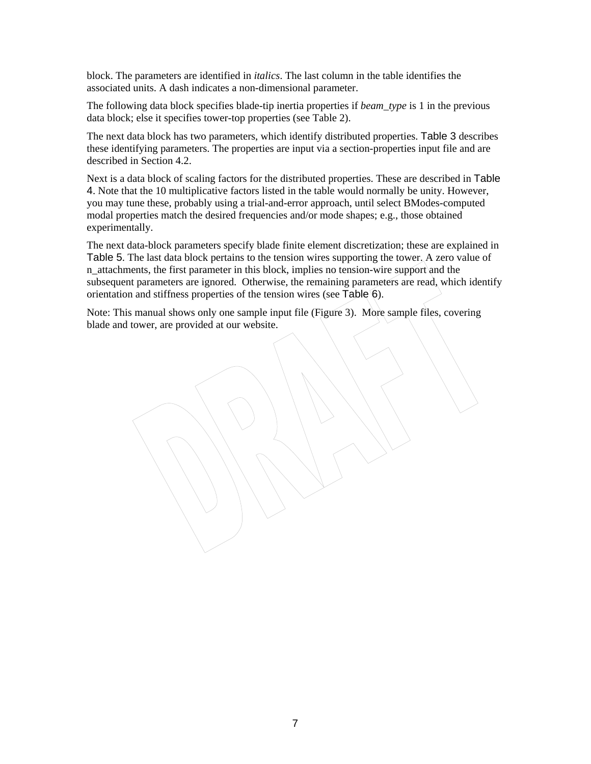block. The parameters are identified in *italics*. The last column in the table identifies the associated units. A dash indicates a non-dimensional parameter.

The following data block specifies blade-tip inertia properties if *beam_type* is 1 in the previous data block; else it specifies tower-top properties (see Table 2).

The next data block has two parameters, which identify distributed properties. Table 3 describes these identifying parameters. The properties are input via a section-properties input file and are described in Section 4.2.

Next is a data block of scaling factors for the distributed properties. These are described in Table 4. Note that the 10 multiplicative factors listed in the table would normally be unity. However, you may tune these, probably using a trial-and-error approach, until select BModes-computed modal properties match the desired frequencies and/or mode shapes; e.g., those obtained experimentally.

The next data-block parameters specify blade finite element discretization; these are explained in Table 5. The last data block pertains to the tension wires supporting the tower. A zero value of n_attachments, the first parameter in this block, implies no tension-wire support and the subsequent parameters are ignored. Otherwise, the remaining parameters are read, which identify orientation and stiffness properties of the tension wires (see Table 6).

Note: This manual shows only one sample input file (Figure 3). More sample files, covering blade and tower, are provided at our website.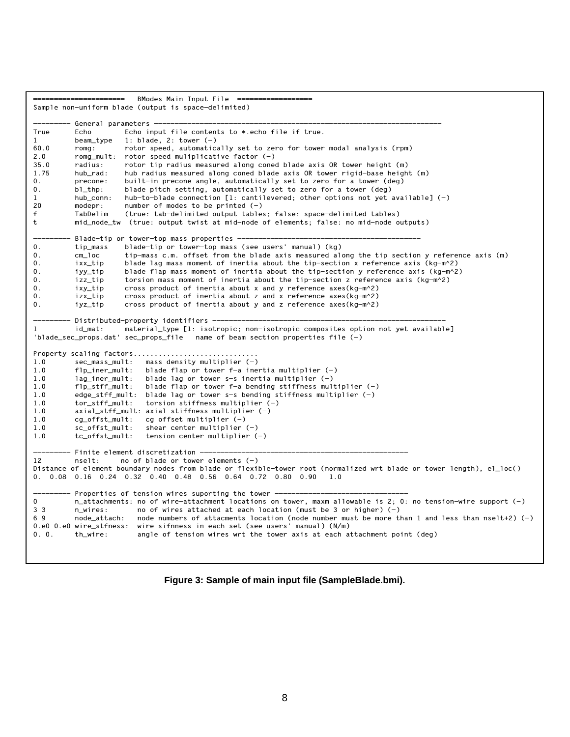```
======================   BModes Main Input File  ==================
Sample non-uniform blade (output is space-delimited)

--------- General parameters ---------------------------------------------------------------------
True      Echo        Echo input file contents to *.echo file if true.
1         beam_type   1: blade, 2: tower (-)
60.0      romg:       rotor speed, automatically set to zero for tower modal analysis (rpm)
2.0       romg_mult:  rotor speed muliplicative factor (-)
35.0      radius:     rotor tip radius measured along coned blade axis OR tower height (m)
1.75      hub_rad:    hub radius measured along coned blade axis OR tower rigid-base height (m)
0.        precone:    built-in precone angle, automatically set to zero for a tower (deg)
0.        bl_thp:     blade pitch setting, automatically set to zero for a tower (deg)
1         hub_conn:   hub-to-blade connection [1: cantilevered; other options not yet available] (-)
20        modepr:     number of modes to be printed (-)
f         TabDelim    (true: tab-delimited output tables; false: space-delimited tables)
t         mid_node_tw  (true: output twist at mid-node of elements; false: no mid-node outputs)

--------- Blade-tip or tower-top mass properties ------------------------------------------------
0.        tip_mass    blade-tip or tower-top mass (see users' manual) (kg)
0.        cm_loc      tip-mass c.m. offset from the blade axis measured along the tip section y reference axis (m)
0.        ixx_tip     blade lag mass moment of inertia about the tip-section x reference axis (kg-m^2)
0.        iyy_tip     blade flap mass moment of inertia about the tip-section y reference axis (kg-m^2)
0.        izz_tip     torsion mass moment of inertia about the tip-section z reference axis (kg-m^2)
0.        ixy_tip     cross product of inertia about x and y reference axes(kg-m^2)
0.        izx_tip     cross product of inertia about z and x reference axes(kg-m^2)
0.        iyz_tip     cross product of inertia about y and z reference axes(kg-m^2)

--------- Distributed-property identifiers --------------------------------------------------------
1         id_mat:     material_type [1: isotropic; non-isotropic composites option not yet available]
'blade_sec_props.dat' sec_props_file   name of beam section properties file (-)

Property scaling factors..............................
1.0       sec_mass_mult:   mass density multiplier (-)
1.0       flp_iner_mult:   blade flap or tower f-a inertia multiplier (-)
1.0       lag_iner_mult:   blade lag or tower s-s inertia multiplier (-)
1.0       flp_stff_mult:   blade flap or tower f-a bending stiffness multiplier (-)
1.0       edge_stff_mult:  blade lag or tower s-s bending stiffness multiplier (-)
1.0       tor_stff_mult:   torsion stiffness multiplier (-)
1.0       axial_stff_mult: axial stiffness multiplier (-)
1.0       cg_offst_mult:   cg offset multiplier (-)
1.0       sc_offst_mult:   shear center multiplier (-)
1.0       tc_offst_mult:   tension center multiplier (-)

--------- Finite element discretization --------------------------------------------------
12        nselt:     no of blade or tower elements (-)
Distance of element boundary nodes from blade or flexible-tower root (normalized wrt blade or tower length), el_loc()
0.  0.08  0.16  0.24  0.32  0.40  0.48  0.56  0.64  0.72  0.80  0.90   1.0

--------- Properties of tension wires suporting the tower ---------------------------------
0         n_attachments: no of wire-attachment locations on tower, maxm allowable is 2; 0: no tension-wire support (-)
3 3       n_wires:       no of wires attached at each location (must be 3 or higher) (-)
6 9       node_attach:   node numbers of attacments location (node number must be more than 1 and less than nselt+2) (-)
0.e0 0.e0 wire_stfness:  wire sifnness in each set (see users' manual) (N/m)
0. 0.     th_wire:       angle of tension wires wrt the tower axis at each attachment point (deg)
```

**Figure 3: Sample of main input file (SampleBlade.bmi).**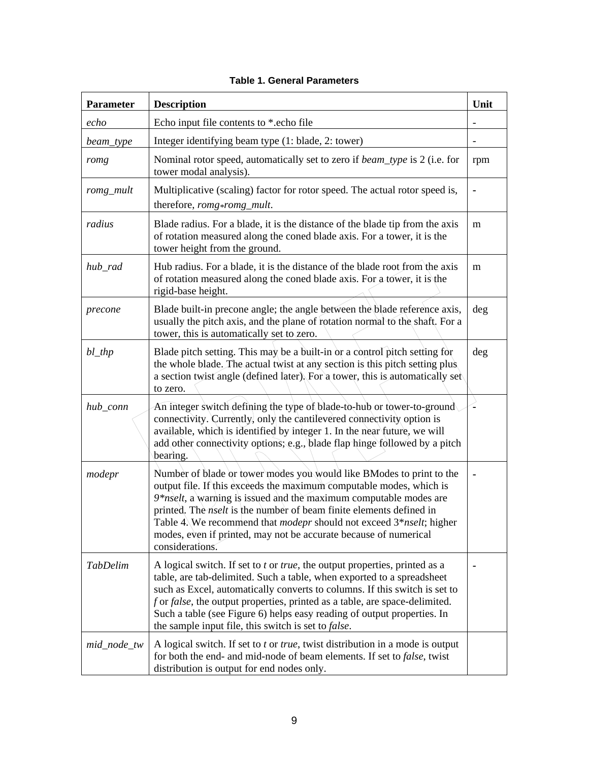**Table 1. General Parameters**

| Parameter | Description | Unit |
|---|---|---|
| *echo* | Echo input file contents to *.echo file | - |
| *beam_type* | Integer identifying beam type (1: blade, 2: tower) | - |
| *romg* | Nominal rotor speed, automatically set to zero if *beam_type* is 2 (i.e. for tower modal analysis). | rpm |
| *romg_mult* | Multiplicative (scaling) factor for rotor speed. The actual rotor speed is, therefore, *romg*\**romg_mult*. | - |
| *radius* | Blade radius. For a blade, it is the distance of the blade tip from the axis of rotation measured along the coned blade axis. For a tower, it is the tower height from the ground. | m |
| *hub_rad* | Hub radius. For a blade, it is the distance of the blade root from the axis of rotation measured along the coned blade axis. For a tower, it is the rigid-base height. | m |
| *precone* | Blade built-in precone angle; the angle between the blade reference axis, usually the pitch axis, and the plane of rotation normal to the shaft. For a tower, this is automatically set to zero. | deg |
| *bl_thp* | Blade pitch setting. This may be a built-in or a control pitch setting for the whole blade. The actual twist at any section is this pitch setting plus a section twist angle (defined later). For a tower, this is automatically set to zero. | deg |
| *hub_conn* | An integer switch defining the type of blade-to-hub or tower-to-ground connectivity. Currently, only the cantilevered connectivity option is available, which is identified by integer 1. In the near future, we will add other connectivity options; e.g., blade flap hinge followed by a pitch bearing. | - |
| *modepr* | Number of blade or tower modes you would like BModes to print to the output file. If this exceeds the maximum computable modes, which is 9\**nselt*, a warning is issued and the maximum computable modes are printed. The *nselt* is the number of beam finite elements defined in Table 4. We recommend that *modepr* should not exceed 3\**nselt*; higher modes, even if printed, may not be accurate because of numerical considerations. | - |
| *TabDelim* | A logical switch. If set to *t* or *true*, the output properties, printed as a table, are tab-delimited. Such a table, when exported to a spreadsheet such as Excel, automatically converts to columns. If this switch is set to *f* or *false*, the output properties, printed as a table, are space-delimited. Such a table (see Figure 6) helps easy reading of output properties. In the sample input file, this switch is set to *false*. | - |
| *mid_node_tw* | A logical switch. If set to *t* or *true*, twist distribution in a mode is output for both the end- and mid-node of beam elements. If set to *false*, twist distribution is output for end nodes only. | |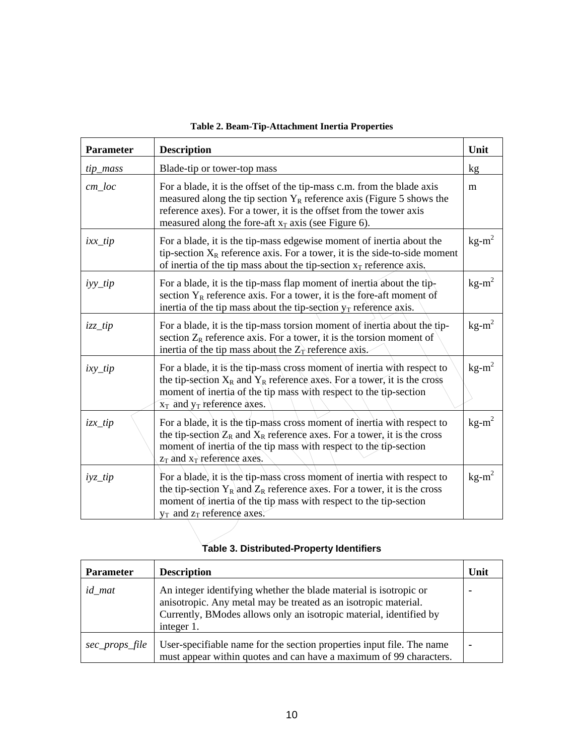**Table 2. Beam-Tip-Attachment Inertia Properties**

| Parameter | Description | Unit |
|---|---|---|
| *tip_mass* | Blade-tip or tower-top mass | kg |
| *cm_loc* | For a blade, it is the offset of the tip-mass c.m. from the blade axis measured along the tip section $Y_R$ reference axis (Figure 5 shows the reference axes). For a tower, it is the offset from the tower axis measured along the fore-aft $x_T$ axis (see Figure 6). | m |
| *ixx_tip* | For a blade, it is the tip-mass edgewise moment of inertia about the tip-section $X_R$ reference axis. For a tower, it is the side-to-side moment of inertia of the tip mass about the tip-section $x_T$ reference axis. | kg-m$^2$ |
| *iyy_tip* | For a blade, it is the tip-mass flap moment of inertia about the tip-section $Y_R$ reference axis. For a tower, it is the fore-aft moment of inertia of the tip mass about the tip-section $y_T$ reference axis. | kg-m$^2$ |
| *izz_tip* | For a blade, it is the tip-mass torsion moment of inertia about the tip-section $Z_R$ reference axis. For a tower, it is the torsion moment of inertia of the tip mass about the $Z_T$ reference axis. | kg-m$^2$ |
| *ixy_tip* | For a blade, it is the tip-mass cross moment of inertia with respect to the tip-section $X_R$ and $Y_R$ reference axes. For a tower, it is the cross moment of inertia of the tip mass with respect to the tip-section $x_T$ and $y_T$ reference axes. | kg-m$^2$ |
| *izx_tip* | For a blade, it is the tip-mass cross moment of inertia with respect to the tip-section $Z_R$ and $X_R$ reference axes. For a tower, it is the cross moment of inertia of the tip mass with respect to the tip-section $z_T$ and $x_T$ reference axes. | kg-m$^2$ |
| *iyz_tip* | For a blade, it is the tip-mass cross moment of inertia with respect to the tip-section $Y_R$ and $Z_R$ reference axes. For a tower, it is the cross moment of inertia of the tip mass with respect to the tip-section $y_T$ and $z_T$ reference axes. | kg-m$^2$ |

**Table 3. Distributed-Property Identifiers**

| Parameter | Description | Unit |
|---|---|---|
| *id_mat* | An integer identifying whether the blade material is isotropic or anisotropic. Any metal may be treated as an isotropic material. Currently, BModes allows only an isotropic material, identified by integer 1. | - |
| *sec_props_file* | User-specifiable name for the section properties input file. The name must appear within quotes and can have a maximum of 99 characters. | - |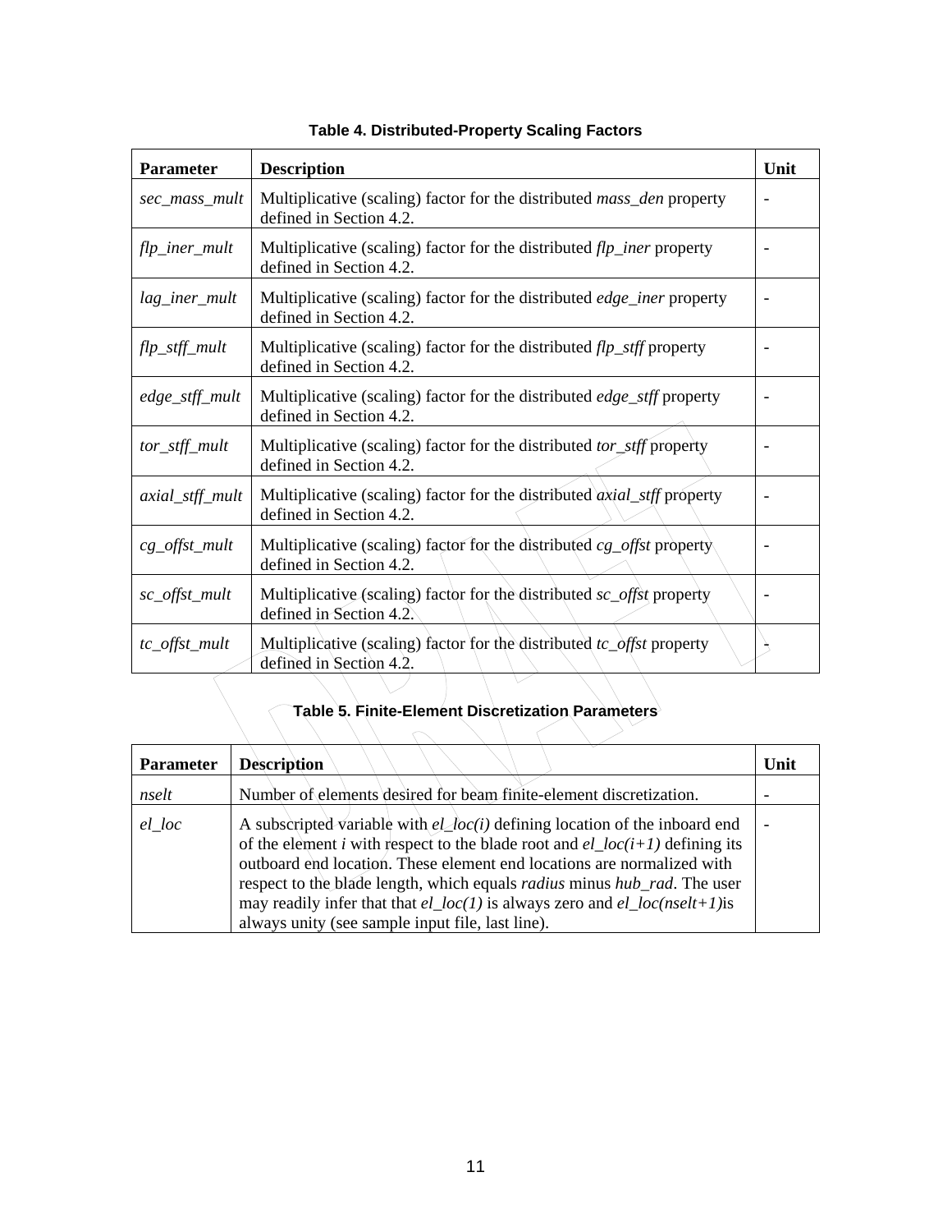**Table 4. Distributed-Property Scaling Factors**

| Parameter | Description | Unit |
|---|---|---|
| *sec_mass_mult* | Multiplicative (scaling) factor for the distributed *mass_den* property defined in Section 4.2. | - |
| *flp_iner_mult* | Multiplicative (scaling) factor for the distributed *flp_iner* property defined in Section 4.2. | - |
| *lag_iner_mult* | Multiplicative (scaling) factor for the distributed *edge_iner* property defined in Section 4.2. | - |
| *flp_stff_mult* | Multiplicative (scaling) factor for the distributed *flp_stff* property defined in Section 4.2. | - |
| *edge_stff_mult* | Multiplicative (scaling) factor for the distributed *edge_stff* property defined in Section 4.2. | - |
| *tor_stff_mult* | Multiplicative (scaling) factor for the distributed *tor_stff* property defined in Section 4.2. | - |
| *axial_stff_mult* | Multiplicative (scaling) factor for the distributed *axial_stff* property defined in Section 4.2. | - |
| *cg_offst_mult* | Multiplicative (scaling) factor for the distributed *cg_offst* property defined in Section 4.2. | - |
| *sc_offst_mult* | Multiplicative (scaling) factor for the distributed *sc_offst* property defined in Section 4.2. | - |
| *tc_offst_mult* | Multiplicative (scaling) factor for the distributed *tc_offst* property defined in Section 4.2. | - |

**Table 5. Finite-Element Discretization Parameters**

| Parameter | Description | Unit |
|---|---|---|
| *nselt* | Number of elements desired for beam finite-element discretization. | - |
| *el_loc* | A subscripted variable with *el_loc(i)* defining location of the inboard end of the element *i* with respect to the blade root and *el_loc(i+1)* defining its outboard end location. These element end locations are normalized with respect to the blade length, which equals *radius* minus *hub_rad*. The user may readily infer that that *el_loc(1)* is always zero and *el_loc(nselt+1)*is always unity (see sample input file, last line). | - |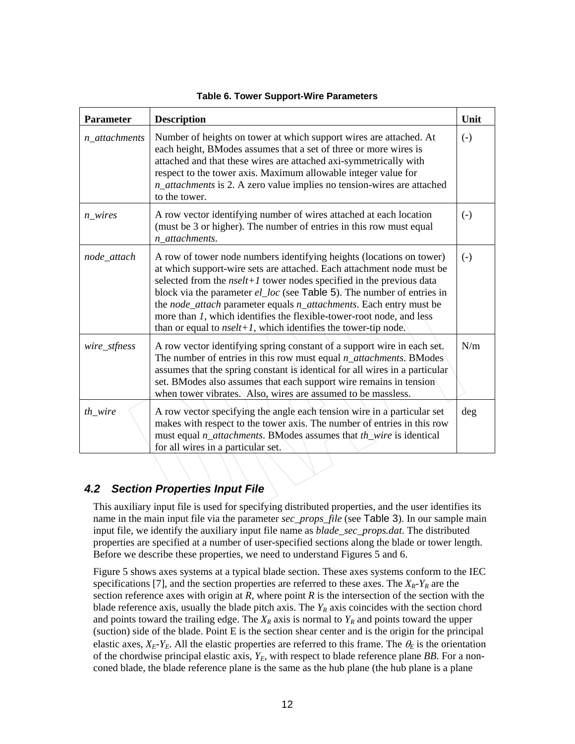**Table 6. Tower Support-Wire Parameters**

| Parameter | Description | Unit |
| --- | --- | --- |
| *n_attachments* | Number of heights on tower at which support wires are attached. At each height, BModes assumes that a set of three or more wires is attached and that these wires are attached axi-symmetrically with respect to the tower axis. Maximum allowable integer value for *n_attachments* is 2. A zero value implies no tension-wires are attached to the tower. | (-) |
| *n_wires* | A row vector identifying number of wires attached at each location (must be 3 or higher). The number of entries in this row must equal *n_attachments*. | (-) |
| *node_attach* | A row of tower node numbers identifying heights (locations on tower) at which support-wire sets are attached. Each attachment node must be selected from the *nselt+1* tower nodes specified in the previous data block via the parameter *el_loc* (see Table 5). The number of entries in the *node_attach* parameter equals *n_attachments*. Each entry must be more than *1*, which identifies the flexible-tower-root node, and less than or equal to *nselt+1*, which identifies the tower-tip node. | (-) |
| *wire_stfness* | A row vector identifying spring constant of a support wire in each set. The number of entries in this row must equal *n_attachments*. BModes assumes that the spring constant is identical for all wires in a particular set. BModes also assumes that each support wire remains in tension when tower vibrates. Also, wires are assumed to be massless. | N/m |
| *th_wire* | A row vector specifying the angle each tension wire in a particular set makes with respect to the tower axis. The number of entries in this row must equal *n_attachments*. BModes assumes that *th_wire* is identical for all wires in a particular set. | deg |

### 4.2 Section Properties Input File

This auxiliary input file is used for specifying distributed properties, and the user identifies its name in the main input file via the parameter *sec_props_file* (see Table 3). In our sample main input file, we identify the auxiliary input file name as *blade_sec_props.dat*. The distributed properties are specified at a number of user-specified sections along the blade or tower length. Before we describe these properties, we need to understand Figures 5 and 6.

Figure 5 shows axes systems at a typical blade section. These axes systems conform to the IEC specifications [7], and the section properties are referred to these axes. The $X_R$-$Y_R$ are the section reference axes with origin at *R*, where point *R* is the intersection of the section with the blade reference axis, usually the blade pitch axis. The $Y_R$ axis coincides with the section chord and points toward the trailing edge. The $X_R$ axis is normal to $Y_R$ and points toward the upper (suction) side of the blade. Point E is the section shear center and is the origin for the principal elastic axes, $X_E$-$Y_E$. All the elastic properties are referred to this frame. The $\theta_E$ is the orientation of the chordwise principal elastic axis, $Y_E$, with respect to blade reference plane *BB*. For a non-coned blade, the blade reference plane is the same as the hub plane (the hub plane is a plane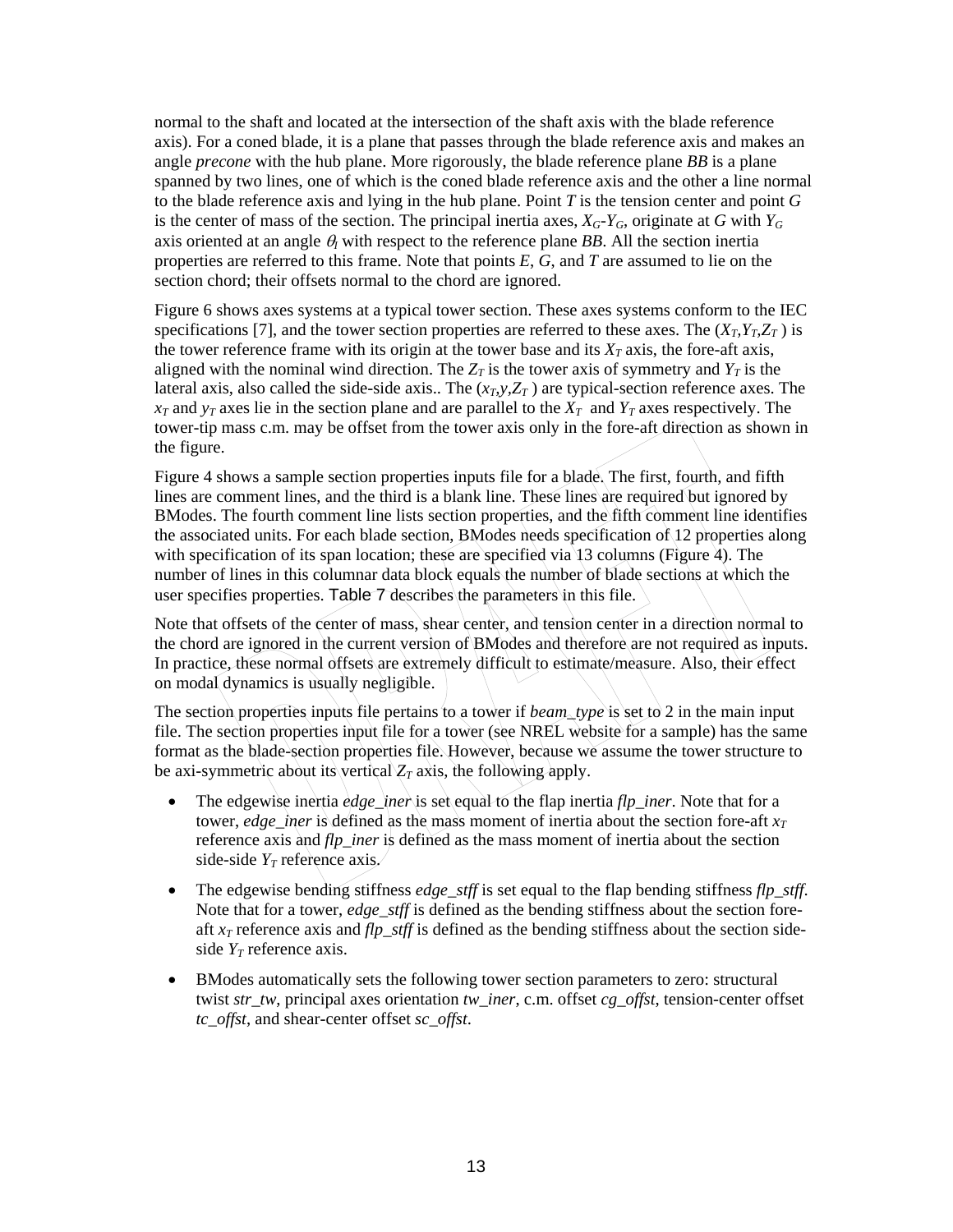normal to the shaft and located at the intersection of the shaft axis with the blade reference axis). For a coned blade, it is a plane that passes through the blade reference axis and makes an angle *precone* with the hub plane. More rigorously, the blade reference plane *BB* is a plane spanned by two lines, one of which is the coned blade reference axis and the other a line normal to the blade reference axis and lying in the hub plane. Point *T* is the tension center and point *G* is the center of mass of the section. The principal inertia axes, $X_G$-$Y_G$, originate at *G* with $Y_G$ axis oriented at an angle $\theta_I$ with respect to the reference plane *BB*. All the section inertia properties are referred to this frame. Note that points *E*, *G*, and *T* are assumed to lie on the section chord; their offsets normal to the chord are ignored.

Figure 6 shows axes systems at a typical tower section. These axes systems conform to the IEC specifications [7], and the tower section properties are referred to these axes. The ($X_T$,$Y_T$,$Z_T$ ) is the tower reference frame with its origin at the tower base and its $X_T$ axis, the fore-aft axis, aligned with the nominal wind direction. The $Z_T$ is the tower axis of symmetry and $Y_T$ is the lateral axis, also called the side-side axis.. The ($x_T$,$y$,$Z_T$ ) are typical-section reference axes. The $x_T$ and $y_T$ axes lie in the section plane and are parallel to the $X_T$ and $Y_T$ axes respectively. The tower-tip mass c.m. may be offset from the tower axis only in the fore-aft direction as shown in the figure.

Figure 4 shows a sample section properties inputs file for a blade. The first, fourth, and fifth lines are comment lines, and the third is a blank line. These lines are required but ignored by BModes. The fourth comment line lists section properties, and the fifth comment line identifies the associated units. For each blade section, BModes needs specification of 12 properties along with specification of its span location; these are specified via 13 columns (Figure 4). The number of lines in this columnar data block equals the number of blade sections at which the user specifies properties. Table 7 describes the parameters in this file.

Note that offsets of the center of mass, shear center, and tension center in a direction normal to the chord are ignored in the current version of BModes and therefore are not required as inputs. In practice, these normal offsets are extremely difficult to estimate/measure. Also, their effect on modal dynamics is usually negligible.

The section properties inputs file pertains to a tower if *beam_type* is set to 2 in the main input file. The section properties input file for a tower (see NREL website for a sample) has the same format as the blade-section properties file. However, because we assume the tower structure to be axi-symmetric about its vertical $Z_T$ axis, the following apply.

- The edgewise inertia *edge_iner* is set equal to the flap inertia *flp_iner*. Note that for a tower, *edge_iner* is defined as the mass moment of inertia about the section fore-aft $x_T$ reference axis and *flp_iner* is defined as the mass moment of inertia about the section side-side $Y_T$ reference axis.
- The edgewise bending stiffness *edge_stff* is set equal to the flap bending stiffness *flp_stff*. Note that for a tower, *edge_stff* is defined as the bending stiffness about the section fore-aft $x_T$ reference axis and *flp_stff* is defined as the bending stiffness about the section side-side $Y_T$ reference axis.
- BModes automatically sets the following tower section parameters to zero: structural twist *str_tw*, principal axes orientation *tw_iner*, c.m. offset *cg_offst*, tension-center offset *tc_offst*, and shear-center offset *sc_offst*.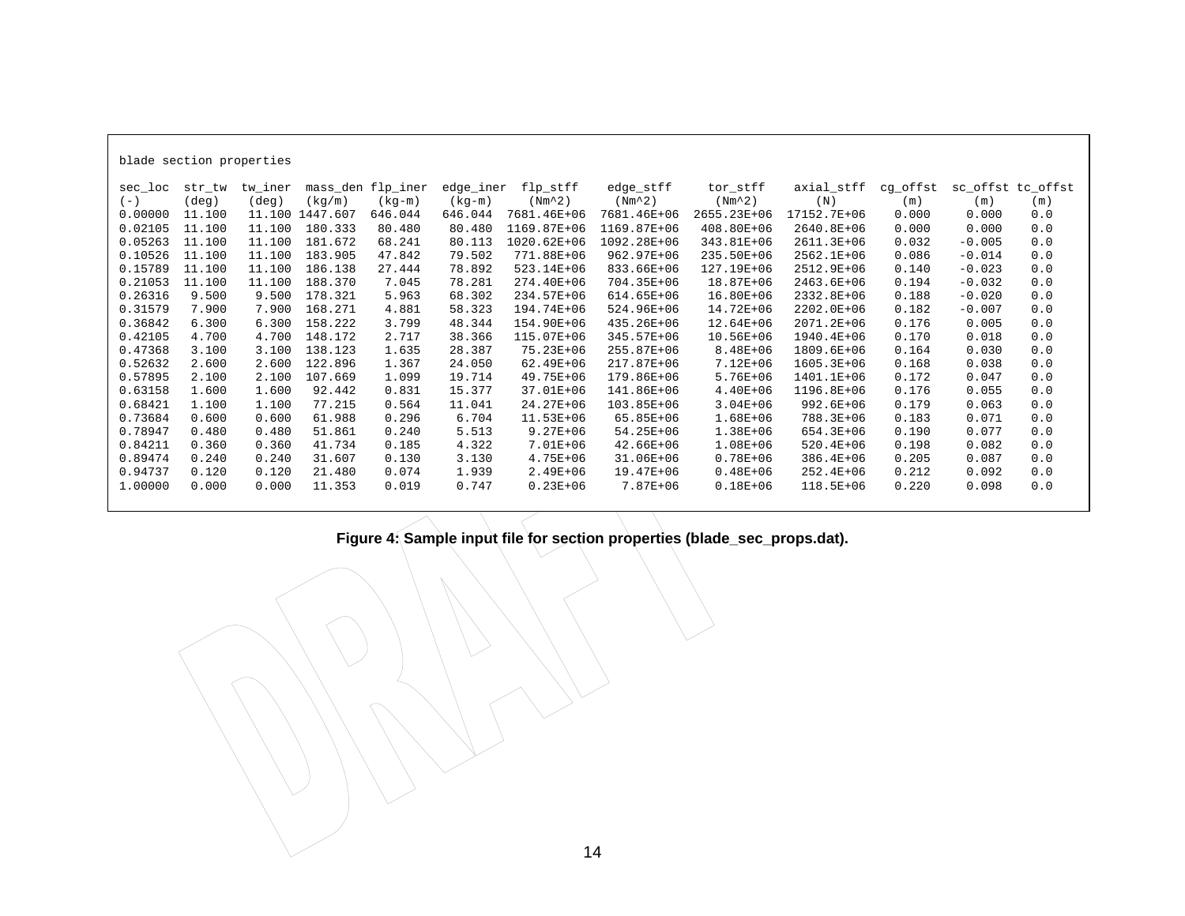```
blade section properties

sec_loc  str_tw   tw_iner  mass_den flp_iner  edge_iner  flp_stff    edge_stff     tor_stff    axial_stff  cg_offst  sc_offst tc_offst
(-)      (deg)    (deg)   (kg/m)    (kg-m)    (kg-m)     (Nm^2)      (Nm^2)        (Nm^2)      (N)         (m)       (m)      (m)
0.00000  11.100   11.100 1447.607  646.044   646.044  7681.46E+06  7681.46E+06  2655.23E+06  17152.7E+06   0.000     0.000    0.0
0.02105  11.100   11.100  180.333   80.480    80.480  1169.87E+06  1169.87E+06   408.80E+06   2640.8E+06   0.000     0.000    0.0
0.05263  11.100   11.100  181.672   68.241    80.113  1020.62E+06  1092.28E+06   343.81E+06   2611.3E+06   0.032    -0.005    0.0
0.10526  11.100   11.100  183.905   47.842    79.502   771.88E+06   962.97E+06   235.50E+06   2562.1E+06   0.086    -0.014    0.0
0.15789  11.100   11.100  186.138   27.444    78.892   523.14E+06   833.66E+06   127.19E+06   2512.9E+06   0.140    -0.023    0.0
0.21053  11.100   11.100  188.370    7.045    78.281   274.40E+06   704.35E+06    18.87E+06   2463.6E+06   0.194    -0.032    0.0
0.26316   9.500    9.500  178.321    5.963    68.302   234.57E+06   614.65E+06    16.80E+06   2332.8E+06   0.188    -0.020    0.0
0.31579   7.900    7.900  168.271    4.881    58.323   194.74E+06   524.96E+06    14.72E+06   2202.0E+06   0.182    -0.007    0.0
0.36842   6.300    6.300  158.222    3.799    48.344   154.90E+06   435.26E+06    12.64E+06   2071.2E+06   0.176     0.005    0.0
0.42105   4.700    4.700  148.172    2.717    38.366   115.07E+06   345.57E+06    10.56E+06   1940.4E+06   0.170     0.018    0.0
0.47368   3.100    3.100  138.123    1.635    28.387    75.23E+06   255.87E+06     8.48E+06   1809.6E+06   0.164     0.030    0.0
0.52632   2.600    2.600  122.896    1.367    24.050    62.49E+06   217.87E+06     7.12E+06   1605.3E+06   0.168     0.038    0.0
0.57895   2.100    2.100  107.669    1.099    19.714    49.75E+06   179.86E+06     5.76E+06   1401.1E+06   0.172     0.047    0.0
0.63158   1.600    1.600   92.442    0.831    15.377    37.01E+06   141.86E+06     4.40E+06   1196.8E+06   0.176     0.055    0.0
0.68421   1.100    1.100   77.215    0.564    11.041    24.27E+06   103.85E+06     3.04E+06    992.6E+06   0.179     0.063    0.0
0.73684   0.600    0.600   61.988    0.296     6.704    11.53E+06    65.85E+06     1.68E+06    788.3E+06   0.183     0.071    0.0
0.78947   0.480    0.480   51.861    0.240     5.513     9.27E+06    54.25E+06     1.38E+06    654.3E+06   0.190     0.077    0.0
0.84211   0.360    0.360   41.734    0.185     4.322     7.01E+06    42.66E+06     1.08E+06    520.4E+06   0.198     0.082    0.0
0.89474   0.240    0.240   31.607    0.130     3.130     4.75E+06    31.06E+06     0.78E+06    386.4E+06   0.205     0.087    0.0
0.94737   0.120    0.120   21.480    0.074     1.939     2.49E+06    19.47E+06     0.48E+06    252.4E+06   0.212     0.092    0.0
1.00000   0.000    0.000   11.353    0.019     0.747     0.23E+06     7.87E+06     0.18E+06    118.5E+06   0.220     0.098    0.0
```

**Figure 4: Sample input file for section properties (blade_sec_props.dat).**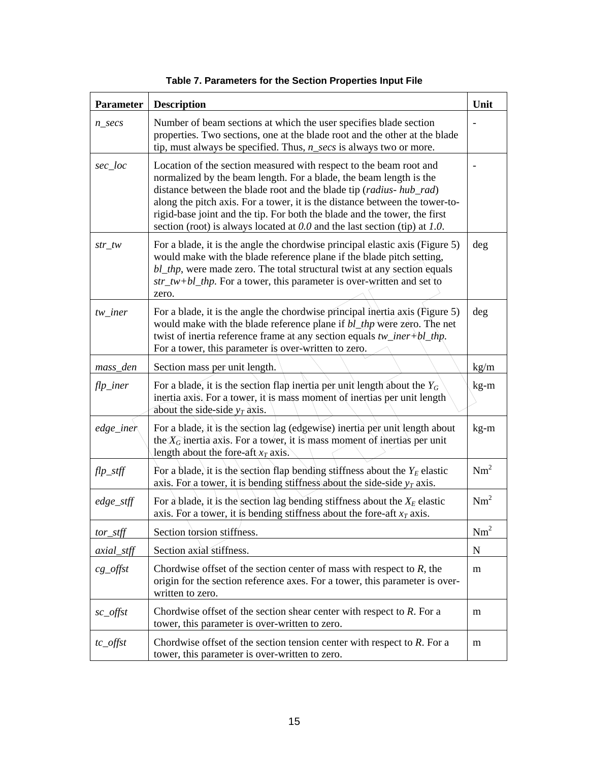**Table 7. Parameters for the Section Properties Input File**

| Parameter | Description | Unit |
|---|---|---|
| *n_secs* | Number of beam sections at which the user specifies blade section properties. Two sections, one at the blade root and the other at the blade tip, must always be specified. Thus, *n_secs* is always two or more. | - |
| *sec_loc* | Location of the section measured with respect to the beam root and normalized by the beam length. For a blade, the beam length is the distance between the blade root and the blade tip (*radius- hub_rad*) along the pitch axis. For a tower, it is the distance between the tower-to-rigid-base joint and the tip. For both the blade and the tower, the first section (root) is always located at *0.0* and the last section (tip) at *1.0*. | - |
| *str_tw* | For a blade, it is the angle the chordwise principal elastic axis (Figure 5) would make with the blade reference plane if the blade pitch setting, *bl_thp*, were made zero. The total structural twist at any section equals *str_tw+bl_thp*. For a tower, this parameter is over-written and set to zero. | deg |
| *tw_iner* | For a blade, it is the angle the chordwise principal inertia axis (Figure 5) would make with the blade reference plane if *bl_thp* were zero. The net twist of inertia reference frame at any section equals *tw_iner+bl_thp*. For a tower, this parameter is over-written to zero. | deg |
| *mass_den* | Section mass per unit length. | kg/m |
| *flp_iner* | For a blade, it is the section flap inertia per unit length about the $Y_G$ inertia axis. For a tower, it is mass moment of inertias per unit length about the side-side $y_T$ axis. | kg-m |
| *edge_iner* | For a blade, it is the section lag (edgewise) inertia per unit length about the $X_G$ inertia axis. For a tower, it is mass moment of inertias per unit length about the fore-aft $x_T$ axis. | kg-m |
| *flp_stff* | For a blade, it is the section flap bending stiffness about the $Y_E$ elastic axis. For a tower, it is bending stiffness about the side-side $y_T$ axis. | $Nm^2$ |
| *edge_stff* | For a blade, it is the section lag bending stiffness about the $X_E$ elastic axis. For a tower, it is bending stiffness about the fore-aft $x_T$ axis. | $Nm^2$ |
| *tor_stff* | Section torsion stiffness. | $Nm^2$ |
| *axial_stff* | Section axial stiffness. | N |
| *cg_offst* | Chordwise offset of the section center of mass with respect to *R*, the origin for the section reference axes. For a tower, this parameter is over-written to zero. | m |
| *sc_offst* | Chordwise offset of the section shear center with respect to *R*. For a tower, this parameter is over-written to zero. | m |
| *tc_offst* | Chordwise offset of the section tension center with respect to *R*. For a tower, this parameter is over-written to zero. | m |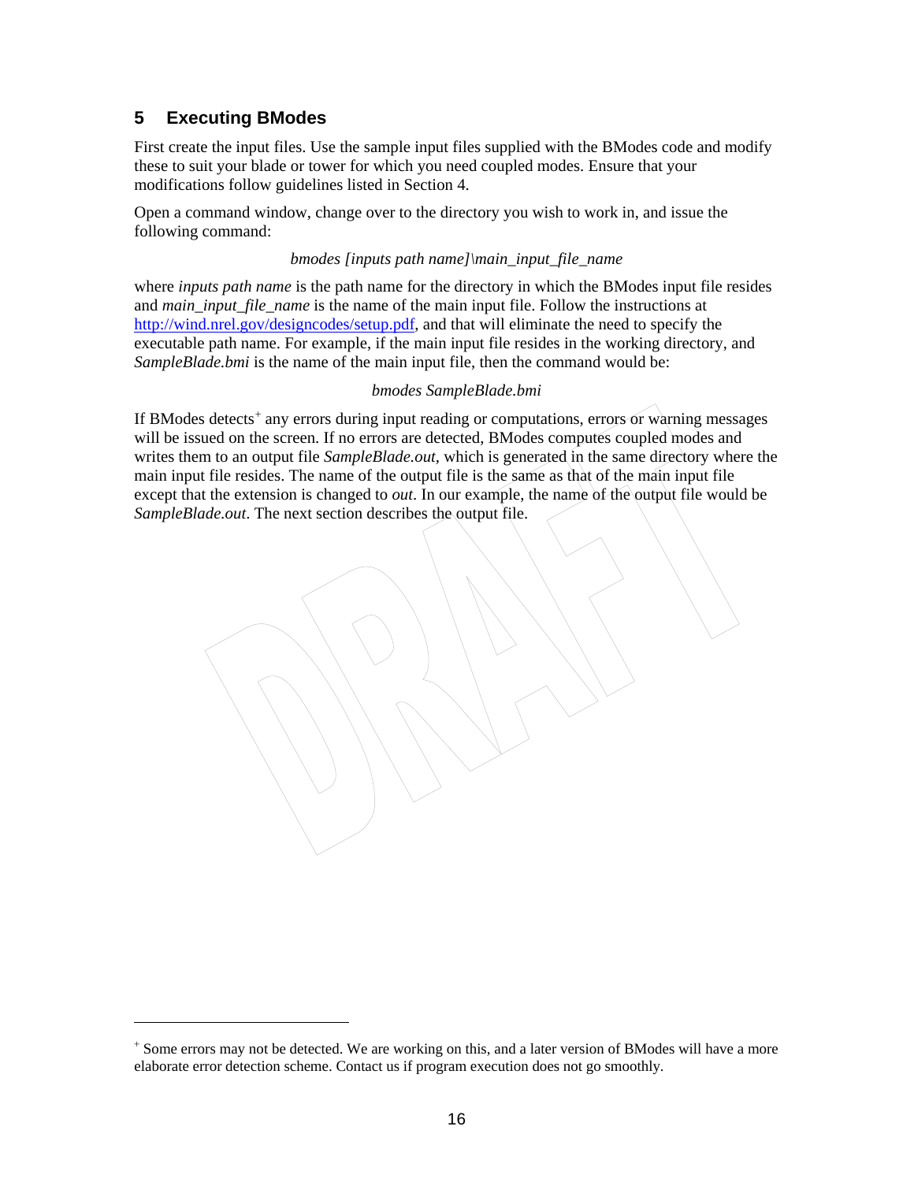## 5 Executing BModes

First create the input files. Use the sample input files supplied with the BModes code and modify these to suit your blade or tower for which you need coupled modes. Ensure that your modifications follow guidelines listed in Section 4.

Open a command window, change over to the directory you wish to work in, and issue the following command:

*bmodes [inputs path name]\main_input_file_name*

where *inputs path name* is the path name for the directory in which the BModes input file resides and *main_input_file_name* is the name of the main input file. Follow the instructions at http://wind.nrel.gov/designcodes/setup.pdf, and that will eliminate the need to specify the executable path name. For example, if the main input file resides in the working directory, and *SampleBlade.bmi* is the name of the main input file, then the command would be:

*bmodes SampleBlade.bmi*

If BModes detects[+] any errors during input reading or computations, errors or warning messages will be issued on the screen. If no errors are detected, BModes computes coupled modes and writes them to an output file *SampleBlade.out*, which is generated in the same directory where the main input file resides. The name of the output file is the same as that of the main input file except that the extension is changed to *out*. In our example, the name of the output file would be *SampleBlade.out*. The next section describes the output file.

[+] Some errors may not be detected. We are working on this, and a later version of BModes will have a more elaborate error detection scheme. Contact us if program execution does not go smoothly.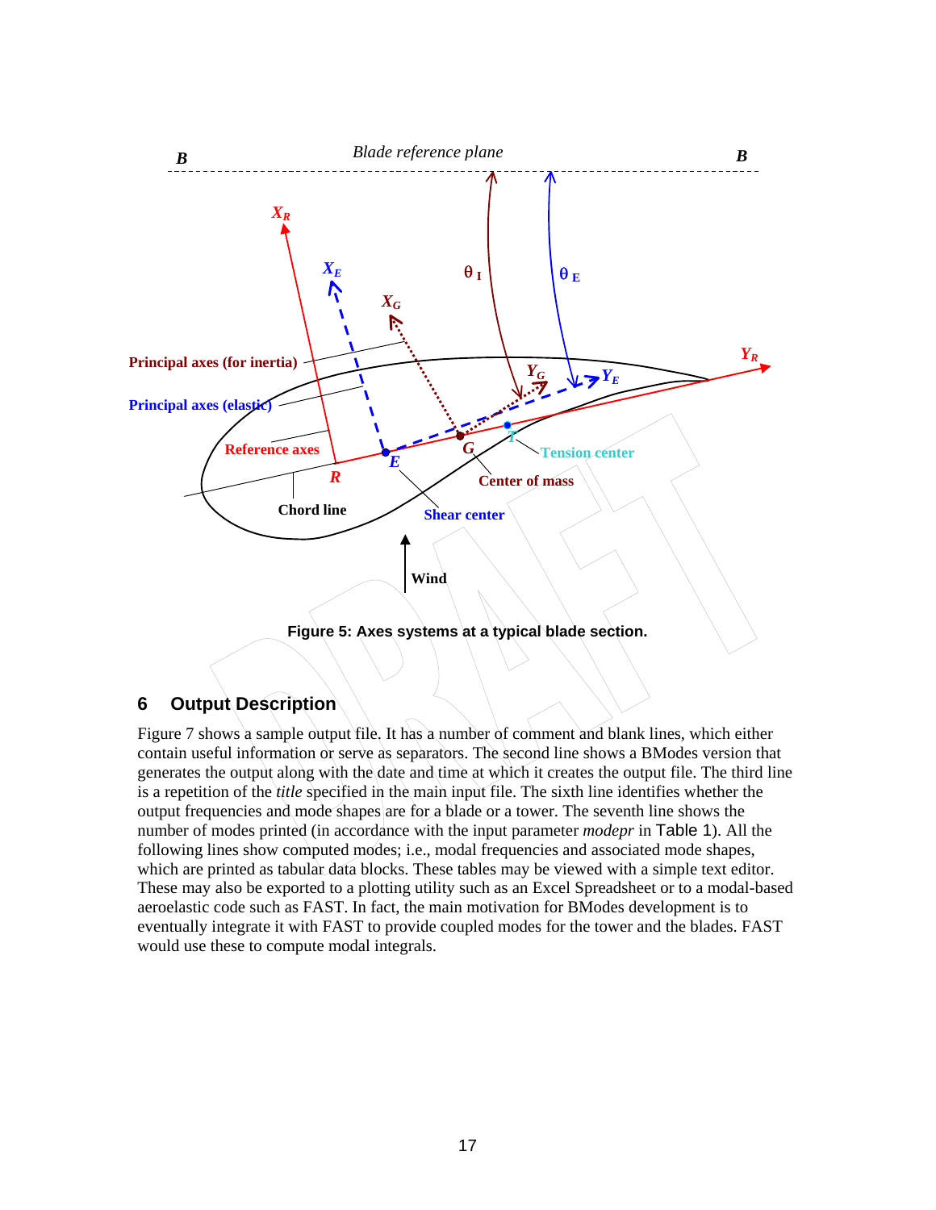Figure 5: Axes systems at a typical blade section.

## 6 Output Description

Figure 7 shows a sample output file. It has a number of comment and blank lines, which either contain useful information or serve as separators. The second line shows a BModes version that generates the output along with the date and time at which it creates the output file. The third line is a repetition of the *title* specified in the main input file. The sixth line identifies whether the output frequencies and mode shapes are for a blade or a tower. The seventh line shows the number of modes printed (in accordance with the input parameter *modepr* in Table 1). All the following lines show computed modes; i.e., modal frequencies and associated mode shapes, which are printed as tabular data blocks. These tables may be viewed with a simple text editor. These may also be exported to a plotting utility such as an Excel Spreadsheet or to a modal-based aeroelastic code such as FAST. In fact, the main motivation for BModes development is to eventually integrate it with FAST to provide coupled modes for the tower and the blades. FAST would use these to compute modal integrals.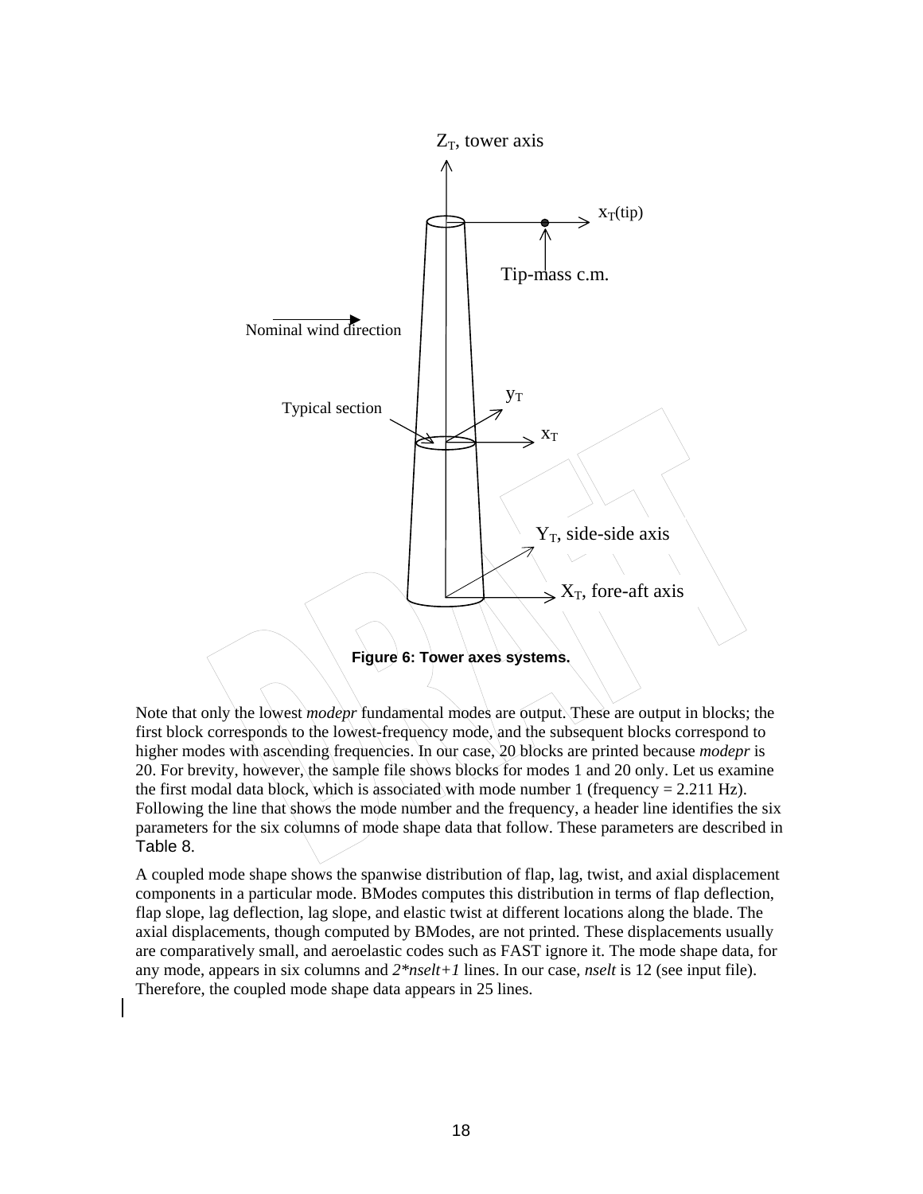Figure 6: Tower axes systems.

Note that only the lowest *modepr* fundamental modes are output. These are output in blocks; the first block corresponds to the lowest-frequency mode, and the subsequent blocks correspond to higher modes with ascending frequencies. In our case, 20 blocks are printed because *modepr* is 20. For brevity, however, the sample file shows blocks for modes 1 and 20 only. Let us examine the first modal data block, which is associated with mode number 1 (frequency = 2.211 Hz). Following the line that shows the mode number and the frequency, a header line identifies the six parameters for the six columns of mode shape data that follow. These parameters are described in Table 8.

A coupled mode shape shows the spanwise distribution of flap, lag, twist, and axial displacement components in a particular mode. BModes computes this distribution in terms of flap deflection, flap slope, lag deflection, lag slope, and elastic twist at different locations along the blade. The axial displacements, though computed by BModes, are not printed. These displacements usually are comparatively small, and aeroelastic codes such as FAST ignore it. The mode shape data, for any mode, appears in six columns and *2\*nselt+1* lines. In our case, *nselt* is 12 (see input file). Therefore, the coupled mode shape data appears in 25 lines.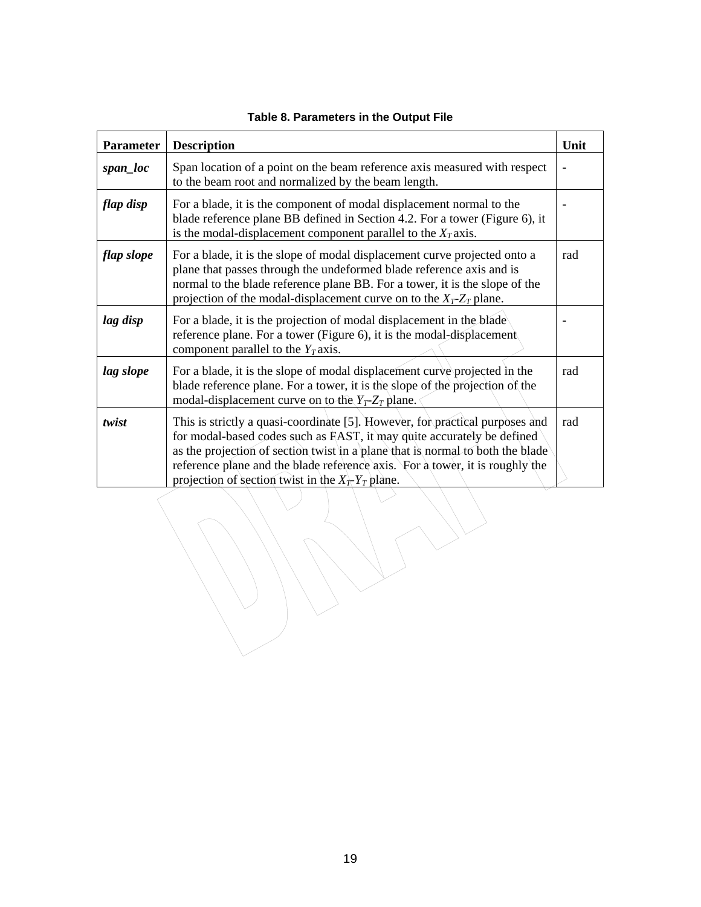**Table 8. Parameters in the Output File**

| Parameter | Description | Unit |
|---|---|---|
| ***span_loc*** | Span location of a point on the beam reference axis measured with respect to the beam root and normalized by the beam length. | - |
| ***flap disp*** | For a blade, it is the component of modal displacement normal to the blade reference plane BB defined in Section 4.2. For a tower (Figure 6), it is the modal-displacement component parallel to the $X_T$ axis. | - |
| ***flap slope*** | For a blade, it is the slope of modal displacement curve projected onto a plane that passes through the undeformed blade reference axis and is normal to the blade reference plane BB. For a tower, it is the slope of the projection of the modal-displacement curve on to the $X_T$-$Z_T$ plane. | rad |
| ***lag disp*** | For a blade, it is the projection of modal displacement in the blade reference plane. For a tower (Figure 6), it is the modal-displacement component parallel to the $Y_T$ axis. | - |
| ***lag slope*** | For a blade, it is the slope of modal displacement curve projected in the blade reference plane. For a tower, it is the slope of the projection of the modal-displacement curve on to the $Y_T$-$Z_T$ plane. | rad |
| ***twist*** | This is strictly a quasi-coordinate [5]. However, for practical purposes and for modal-based codes such as FAST, it may quite accurately be defined as the projection of section twist in a plane that is normal to both the blade reference plane and the blade reference axis. For a tower, it is roughly the projection of section twist in the $X_T$-$Y_T$ plane. | rad |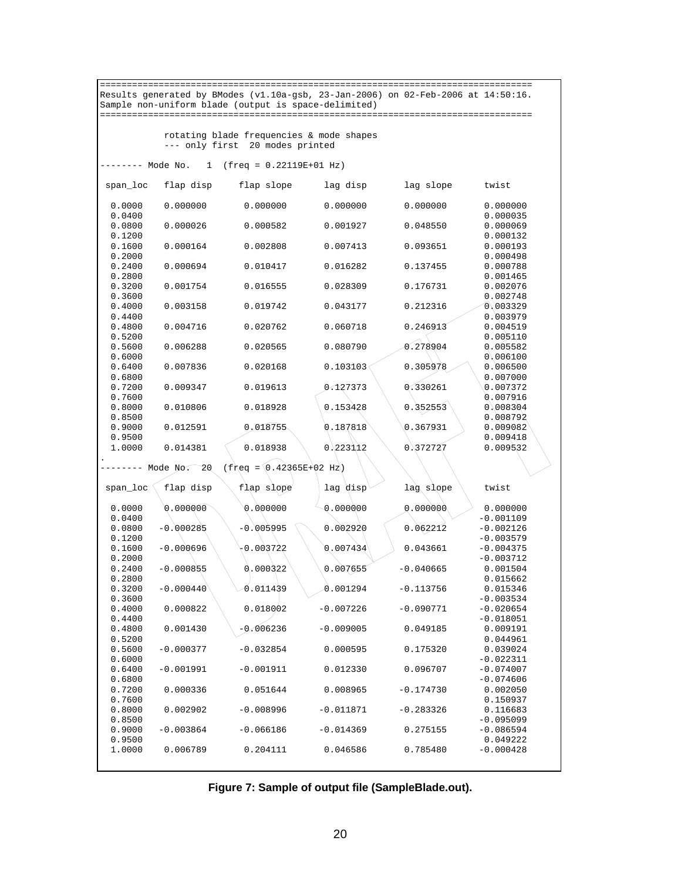```
================================================================================
Results generated by BModes (v1.10a-gsb, 23-Jan-2006) on 02-Feb-2006 at 14:50:16.
Sample non-uniform blade (output is space-delimited)
================================================================================

            rotating blade frequencies & mode shapes
            --- only first  20 modes printed

-------- Mode No.   1  (freq = 0.22119E+01 Hz)

 span_loc   flap disp     flap slope      lag disp       lag slope      twist

  0.0000    0.000000       0.000000       0.000000       0.000000       0.000000
  0.0400                                                                0.000035
  0.0800    0.000026       0.000582       0.001927       0.048550       0.000069
  0.1200                                                                0.000132
  0.1600    0.000164       0.002808       0.007413       0.093651       0.000193
  0.2000                                                                0.000498
  0.2400    0.000694       0.010417       0.016282       0.137455       0.000788
  0.2800                                                                0.001465
  0.3200    0.001754       0.016555       0.028309       0.176731       0.002076
  0.3600                                                                0.002748
  0.4000    0.003158       0.019742       0.043177       0.212316       0.003329
  0.4400                                                                0.003979
  0.4800    0.004716       0.020762       0.060718       0.246913       0.004519
  0.5200                                                                0.005110
  0.5600    0.006288       0.020565       0.080790       0.278904       0.005582
  0.6000                                                                0.006100
  0.6400    0.007836       0.020168       0.103103       0.305978       0.006500
  0.6800                                                                0.007000
  0.7200    0.009347       0.019613       0.127373       0.330261       0.007372
  0.7600                                                                0.007916
  0.8000    0.010806       0.018928       0.153428       0.352553       0.008304
  0.8500                                                                0.008792
  0.9000    0.012591       0.018755       0.187818       0.367931       0.009082
  0.9500                                                                0.009418
  1.0000    0.014381       0.018938       0.223112       0.372727       0.009532
.
-------- Mode No.  20  (freq = 0.42365E+02 Hz)

 span_loc   flap disp     flap slope      lag disp       lag slope      twist

  0.0000    0.000000       0.000000       0.000000       0.000000       0.000000
  0.0400                                                               -0.001109
  0.0800   -0.000285      -0.005995       0.002920       0.062212      -0.002126
  0.1200                                                               -0.003579
  0.1600   -0.000696      -0.003722       0.007434       0.043661      -0.004375
  0.2000                                                               -0.003712
  0.2400   -0.000855       0.000322       0.007655      -0.040665       0.001504
  0.2800                                                                0.015662
  0.3200   -0.000440       0.011439       0.001294      -0.113756       0.015346
  0.3600                                                               -0.003534
  0.4000    0.000822       0.018002      -0.007226      -0.090771      -0.020654
  0.4400                                                               -0.018051
  0.4800    0.001430      -0.006236      -0.009005       0.049185       0.009191
  0.5200                                                                0.044961
  0.5600   -0.000377      -0.032854       0.000595       0.175320       0.039024
  0.6000                                                               -0.022311
  0.6400   -0.001991      -0.001911       0.012330       0.096707      -0.074007
  0.6800                                                               -0.074606
  0.7200    0.000336       0.051644       0.008965      -0.174730       0.002050
  0.7600                                                                0.150937
  0.8000    0.002902      -0.008996      -0.011871      -0.283326       0.116683
  0.8500                                                               -0.095099
  0.9000   -0.003864      -0.066186      -0.014369       0.275155      -0.086594
  0.9500                                                                0.049222
  1.0000    0.006789       0.204111       0.046586       0.785480      -0.000428
```

**Figure 7: Sample of output file (SampleBlade.out).**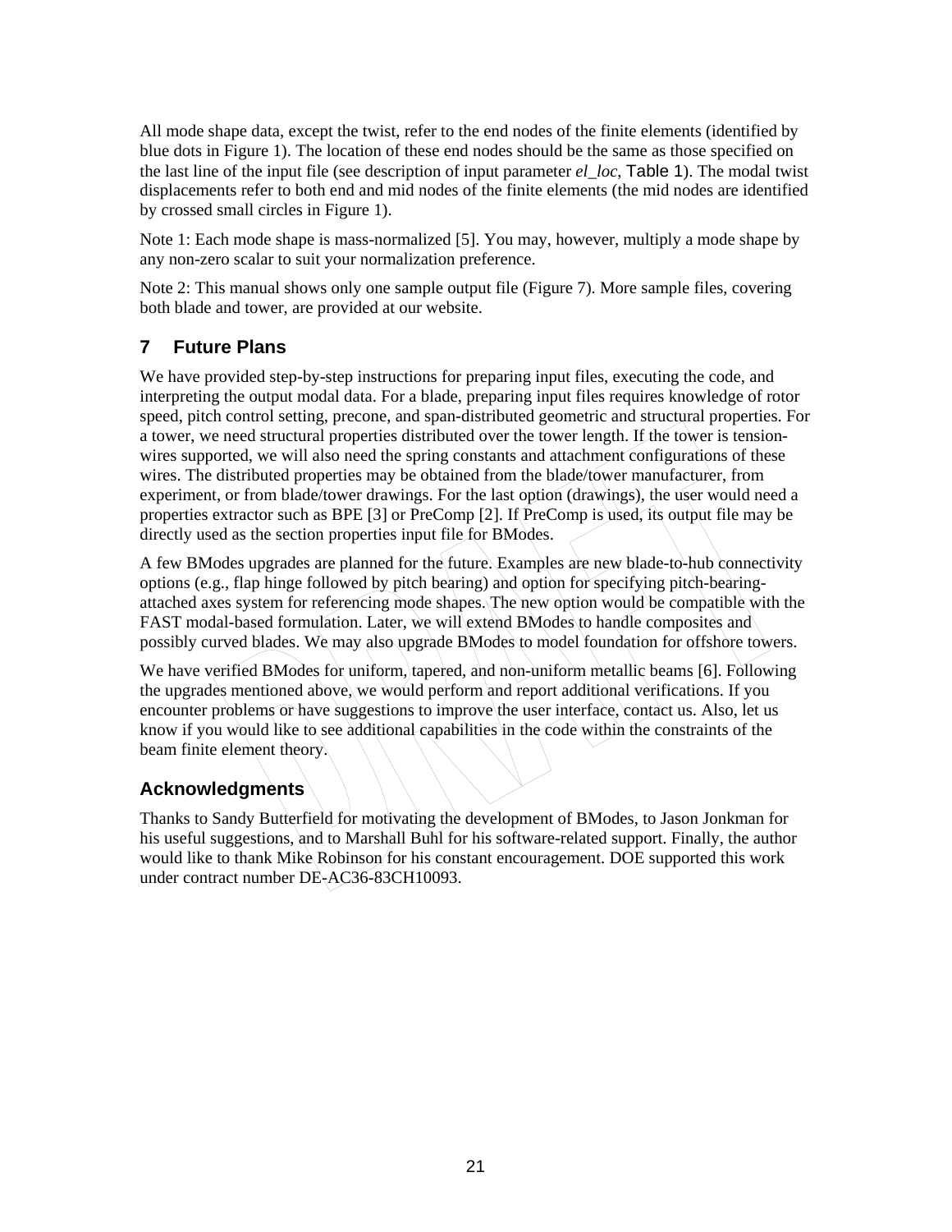All mode shape data, except the twist, refer to the end nodes of the finite elements (identified by blue dots in Figure 1). The location of these end nodes should be the same as those specified on the last line of the input file (see description of input parameter *el_loc*, Table 1). The modal twist displacements refer to both end and mid nodes of the finite elements (the mid nodes are identified by crossed small circles in Figure 1).

Note 1: Each mode shape is mass-normalized [5]. You may, however, multiply a mode shape by any non-zero scalar to suit your normalization preference.

Note 2: This manual shows only one sample output file (Figure 7). More sample files, covering both blade and tower, are provided at our website.

## 7 Future Plans

We have provided step-by-step instructions for preparing input files, executing the code, and interpreting the output modal data. For a blade, preparing input files requires knowledge of rotor speed, pitch control setting, precone, and span-distributed geometric and structural properties. For a tower, we need structural properties distributed over the tower length. If the tower is tension-wires supported, we will also need the spring constants and attachment configurations of these wires. The distributed properties may be obtained from the blade/tower manufacturer, from experiment, or from blade/tower drawings. For the last option (drawings), the user would need a properties extractor such as BPE [3] or PreComp [2]. If PreComp is used, its output file may be directly used as the section properties input file for BModes.

A few BModes upgrades are planned for the future. Examples are new blade-to-hub connectivity options (e.g., flap hinge followed by pitch bearing) and option for specifying pitch-bearing-attached axes system for referencing mode shapes. The new option would be compatible with the FAST modal-based formulation. Later, we will extend BModes to handle composites and possibly curved blades. We may also upgrade BModes to model foundation for offshore towers.

We have verified BModes for uniform, tapered, and non-uniform metallic beams [6]. Following the upgrades mentioned above, we would perform and report additional verifications. If you encounter problems or have suggestions to improve the user interface, contact us. Also, let us know if you would like to see additional capabilities in the code within the constraints of the beam finite element theory.

## Acknowledgments

Thanks to Sandy Butterfield for motivating the development of BModes, to Jason Jonkman for his useful suggestions, and to Marshall Buhl for his software-related support. Finally, the author would like to thank Mike Robinson for his constant encouragement. DOE supported this work under contract number DE-AC36-83CH10093.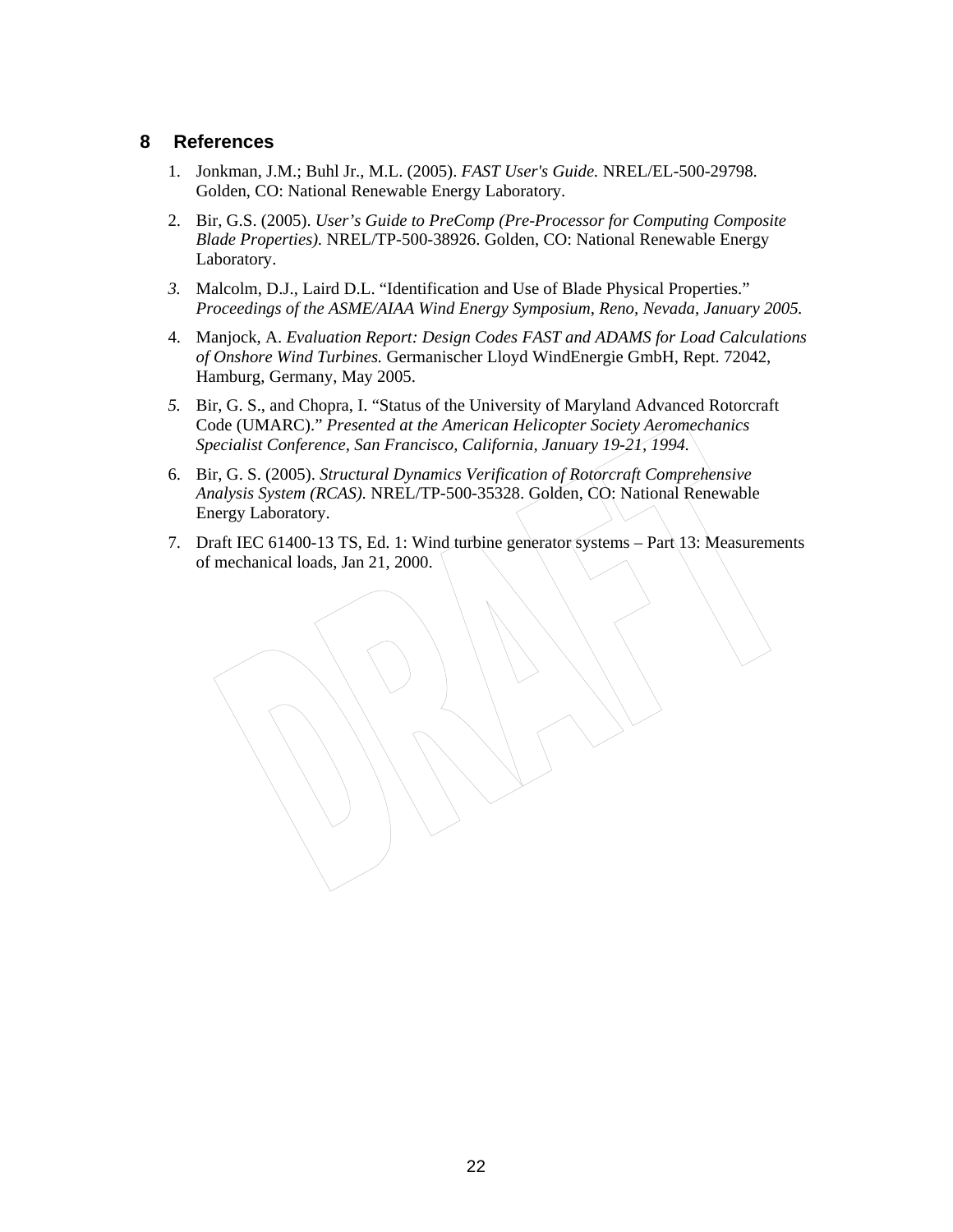## 8 References

1. Jonkman, J.M.; Buhl Jr., M.L. (2005). *FAST User's Guide.* NREL/EL-500-29798. Golden, CO: National Renewable Energy Laboratory.

2. Bir, G.S. (2005). *User's Guide to PreComp (Pre-Processor for Computing Composite Blade Properties).* NREL/TP-500-38926. Golden, CO: National Renewable Energy Laboratory.

3. Malcolm, D.J., Laird D.L. "Identification and Use of Blade Physical Properties." *Proceedings of the ASME/AIAA Wind Energy Symposium, Reno, Nevada, January 2005.*

4. Manjock, A. *Evaluation Report: Design Codes FAST and ADAMS for Load Calculations of Onshore Wind Turbines.* Germanischer Lloyd WindEnergie GmbH, Rept. 72042, Hamburg, Germany, May 2005.

5. Bir, G. S., and Chopra, I. "Status of the University of Maryland Advanced Rotorcraft Code (UMARC)." *Presented at the American Helicopter Society Aeromechanics Specialist Conference, San Francisco, California, January 19-21, 1994.*

6. Bir, G. S. (2005). *Structural Dynamics Verification of Rotorcraft Comprehensive Analysis System (RCAS).* NREL/TP-500-35328. Golden, CO: National Renewable Energy Laboratory.

7. Draft IEC 61400-13 TS, Ed. 1: Wind turbine generator systems – Part 13: Measurements of mechanical loads, Jan 21, 2000.